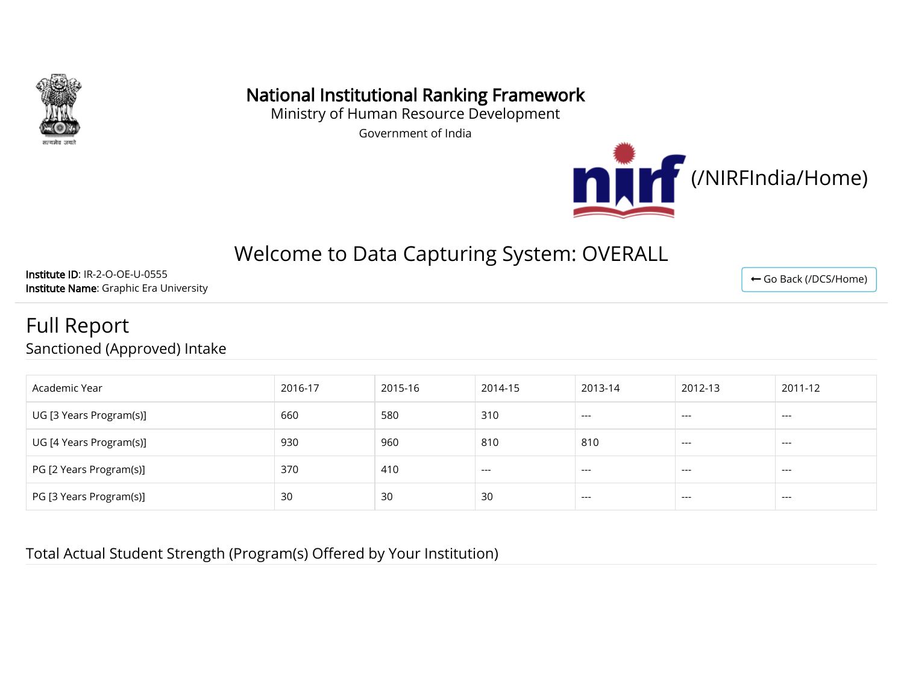# National Institutional Ranking Framework

Ministry of Human Resource Development

Government of India

(/NIRFIndia/Home)

## Welcome to Data Capturing System: OVERALL

**Institute ID**: IR-2-O-OE-U-0555
**Institute Name**: Graphic Era University

⟵ Go Back (/DCS/Home)

# Full Report

## Sanctioned (Approved) Intake

| Academic Year | 2016-17 | 2015-16 | 2014-15 | 2013-14 | 2012-13 | 2011-12 |
|---|---|---|---|---|---|---|
| UG [3 Years Program(s)] | 660 | 580 | 310 | --- | --- | --- |
| UG [4 Years Program(s)] | 930 | 960 | 810 | 810 | --- | --- |
| PG [2 Years Program(s)] | 370 | 410 | --- | --- | --- | --- |
| PG [3 Years Program(s)] | 30 | 30 | 30 | --- | --- | --- |

## Total Actual Student Strength (Program(s) Offered by Your Institution)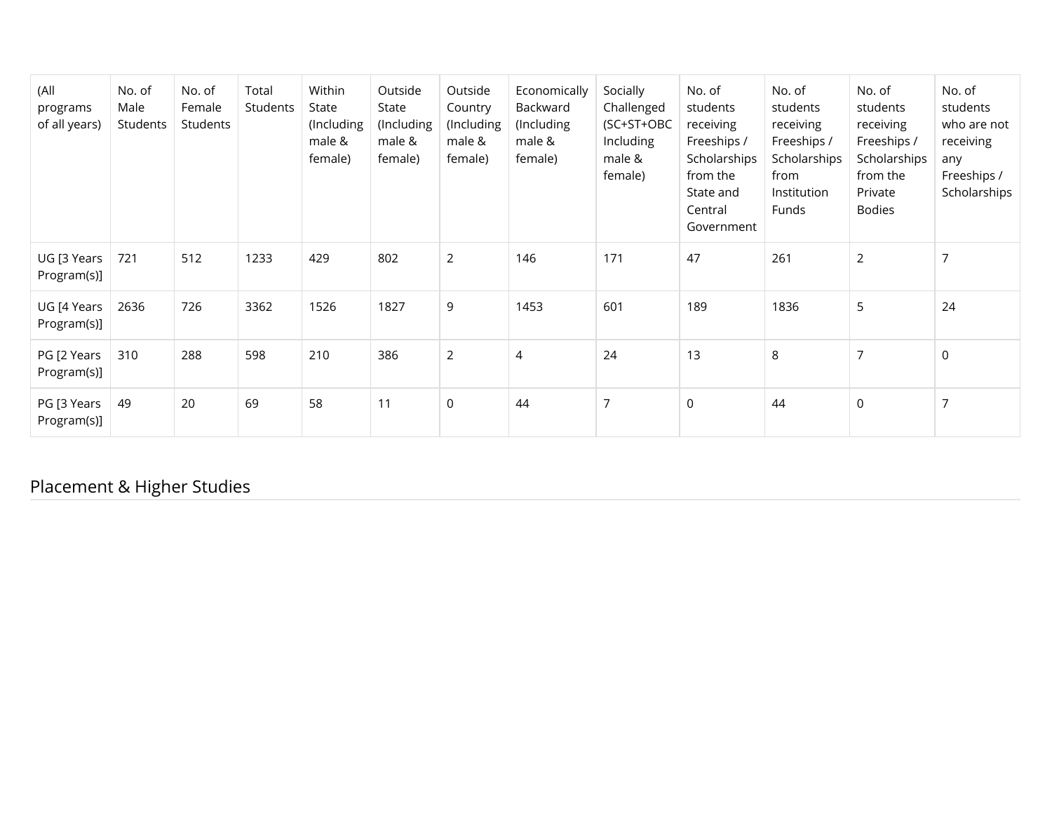| (All programs of all years) | No. of Male Students | No. of Female Students | Total Students | Within State (Including male & female) | Outside State (Including male & female) | Outside Country (Including male & female) | Economically Backward (Including male & female) | Socially Challenged (SC+ST+OBC Including male & female) | No. of students receiving Freeships / Scholarships from the State and Central Government | No. of students receiving Freeships / Scholarships from Institution Funds | No. of students receiving Freeships / Scholarships from the Private Bodies | No. of students who are not receiving any Freeships / Scholarships |
|---|---|---|---|---|---|---|---|---|---|---|---|---|
| UG [3 Years Program(s)] | 721 | 512 | 1233 | 429 | 802 | 2 | 146 | 171 | 47 | 261 | 2 | 7 |
| UG [4 Years Program(s)] | 2636 | 726 | 3362 | 1526 | 1827 | 9 | 1453 | 601 | 189 | 1836 | 5 | 24 |
| PG [2 Years Program(s)] | 310 | 288 | 598 | 210 | 386 | 2 | 4 | 24 | 13 | 8 | 7 | 0 |
| PG [3 Years Program(s)] | 49 | 20 | 69 | 58 | 11 | 0 | 44 | 7 | 0 | 44 | 0 | 7 |

## Placement & Higher Studies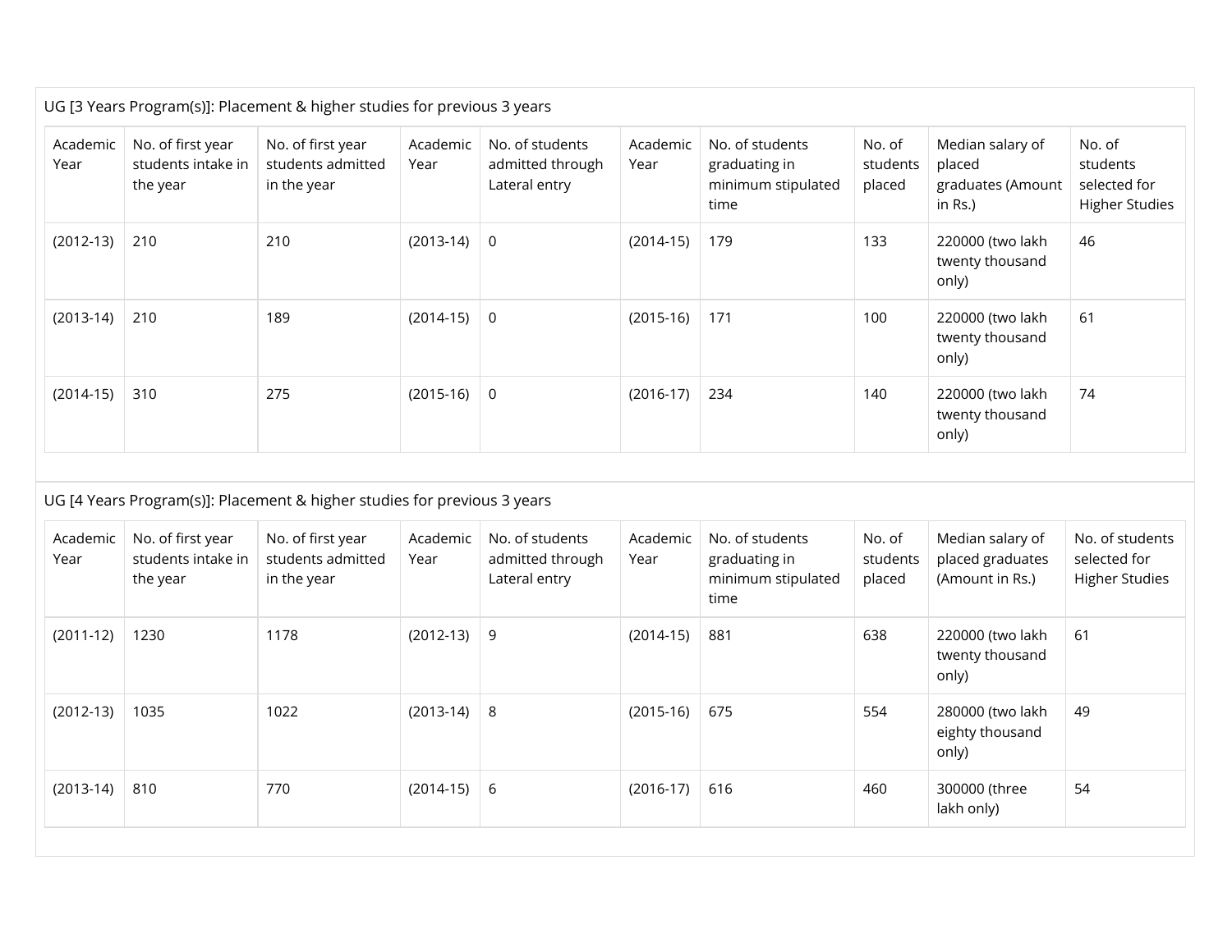UG [3 Years Program(s)]: Placement & higher studies for previous 3 years

| Academic Year | No. of first year students intake in the year | No. of first year students admitted in the year | Academic Year | No. of students admitted through Lateral entry | Academic Year | No. of students graduating in minimum stipulated time | No. of students placed | Median salary of placed graduates (Amount in Rs.) | No. of students selected for Higher Studies |
|---|---|---|---|---|---|---|---|---|---|
| (2012-13) | 210 | 210 | (2013-14) | 0 | (2014-15) | 179 | 133 | 220000 (two lakh twenty thousand only) | 46 |
| (2013-14) | 210 | 189 | (2014-15) | 0 | (2015-16) | 171 | 100 | 220000 (two lakh twenty thousand only) | 61 |
| (2014-15) | 310 | 275 | (2015-16) | 0 | (2016-17) | 234 | 140 | 220000 (two lakh twenty thousand only) | 74 |

UG [4 Years Program(s)]: Placement & higher studies for previous 3 years

| Academic Year | No. of first year students intake in the year | No. of first year students admitted in the year | Academic Year | No. of students admitted through Lateral entry | Academic Year | No. of students graduating in minimum stipulated time | No. of students placed | Median salary of placed graduates (Amount in Rs.) | No. of students selected for Higher Studies |
|---|---|---|---|---|---|---|---|---|---|
| (2011-12) | 1230 | 1178 | (2012-13) | 9 | (2014-15) | 881 | 638 | 220000 (two lakh twenty thousand only) | 61 |
| (2012-13) | 1035 | 1022 | (2013-14) | 8 | (2015-16) | 675 | 554 | 280000 (two lakh eighty thousand only) | 49 |
| (2013-14) | 810 | 770 | (2014-15) | 6 | (2016-17) | 616 | 460 | 300000 (three lakh only) | 54 |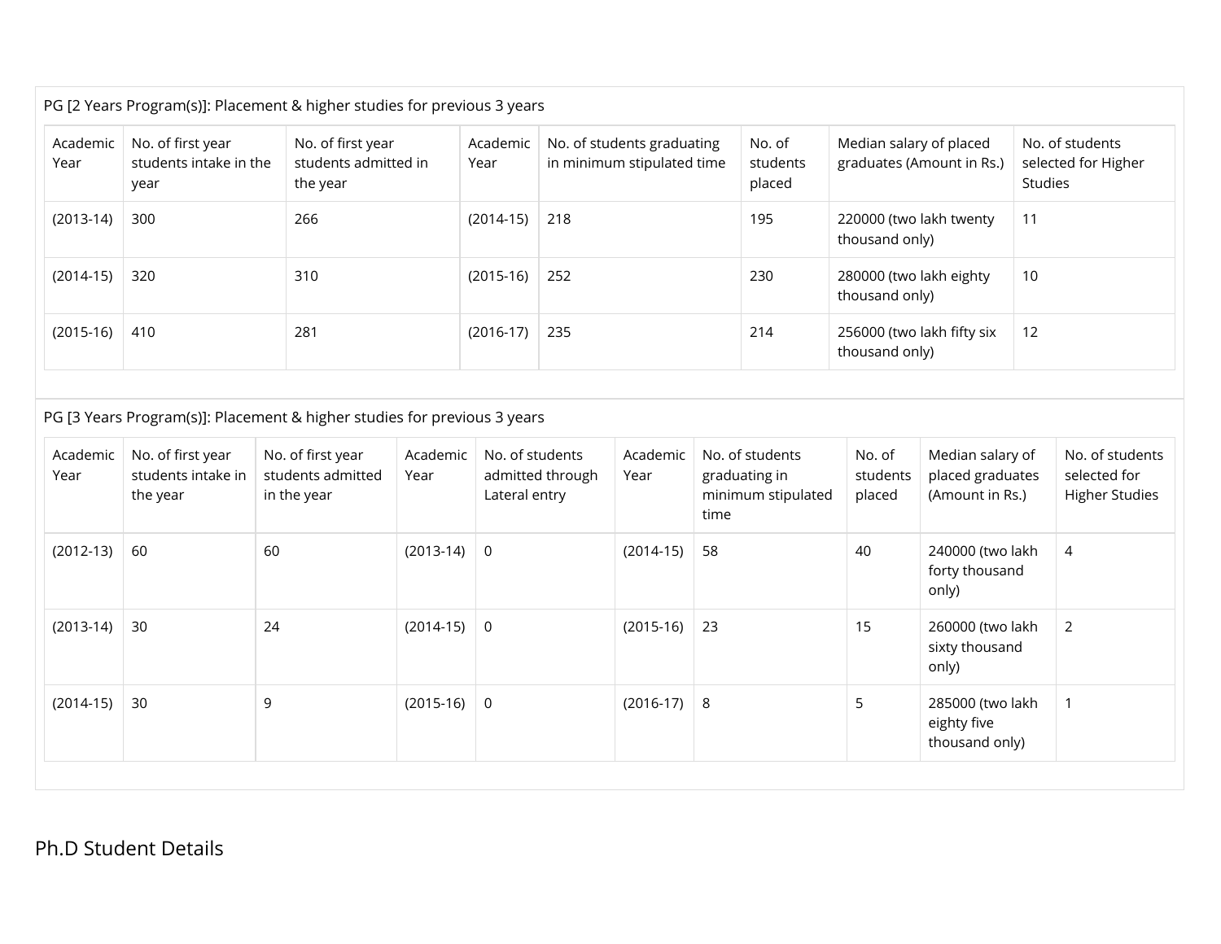PG [2 Years Program(s)]: Placement & higher studies for previous 3 years

| Academic Year | No. of first year students intake in the year | No. of first year students admitted in the year | Academic Year | No. of students graduating in minimum stipulated time | No. of students placed | Median salary of placed graduates (Amount in Rs.) | No. of students selected for Higher Studies |
|---|---|---|---|---|---|---|---|
| (2013-14) | 300 | 266 | (2014-15) | 218 | 195 | 220000 (two lakh twenty thousand only) | 11 |
| (2014-15) | 320 | 310 | (2015-16) | 252 | 230 | 280000 (two lakh eighty thousand only) | 10 |
| (2015-16) | 410 | 281 | (2016-17) | 235 | 214 | 256000 (two lakh fifty six thousand only) | 12 |

PG [3 Years Program(s)]: Placement & higher studies for previous 3 years

| Academic Year | No. of first year students intake in the year | No. of first year students admitted in the year | Academic Year | No. of students admitted through Lateral entry | Academic Year | No. of students graduating in minimum stipulated time | No. of students placed | Median salary of placed graduates (Amount in Rs.) | No. of students selected for Higher Studies |
|---|---|---|---|---|---|---|---|---|---|
| (2012-13) | 60 | 60 | (2013-14) | 0 | (2014-15) | 58 | 40 | 240000 (two lakh forty thousand only) | 4 |
| (2013-14) | 30 | 24 | (2014-15) | 0 | (2015-16) | 23 | 15 | 260000 (two lakh sixty thousand only) | 2 |
| (2014-15) | 30 | 9 | (2015-16) | 0 | (2016-17) | 8 | 5 | 285000 (two lakh eighty five thousand only) | 1 |

## Ph.D Student Details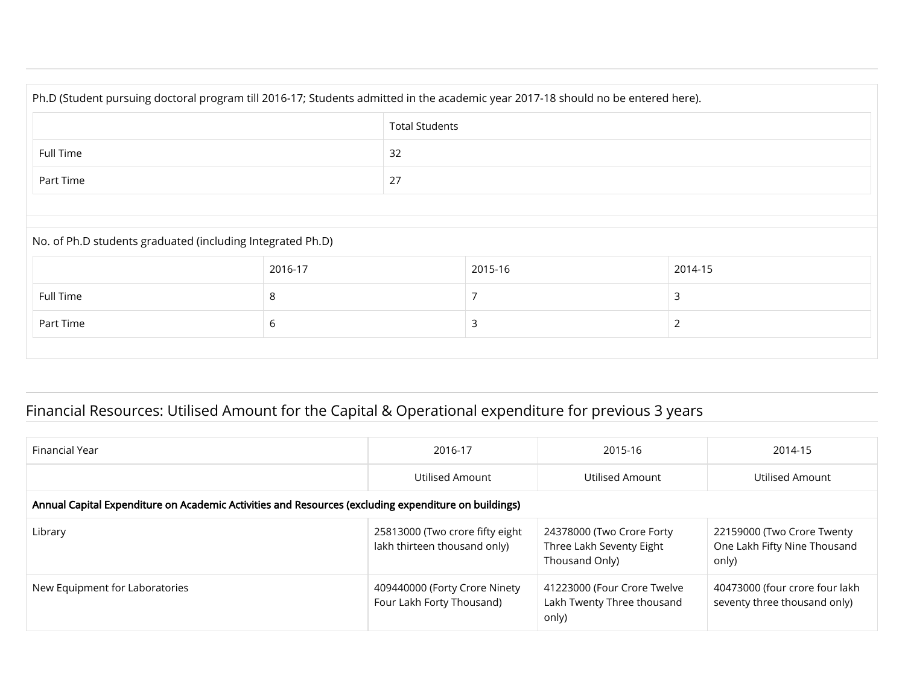Ph.D (Student pursuing doctoral program till 2016-17; Students admitted in the academic year 2017-18 should no be entered here).

| | Total Students |
|---|---|
| Full Time | 32 |
| Part Time | 27 |

No. of Ph.D students graduated (including Integrated Ph.D)

| | 2016-17 | 2015-16 | 2014-15 |
|---|---|---|---|
| Full Time | 8 | 7 | 3 |
| Part Time | 6 | 3 | 2 |

## Financial Resources: Utilised Amount for the Capital & Operational expenditure for previous 3 years

| Financial Year | 2016-17 | 2015-16 | 2014-15 |
|---|---|---|---|
| | Utilised Amount | Utilised Amount | Utilised Amount |
| **Annual Capital Expenditure on Academic Activities and Resources (excluding expenditure on buildings)** | | | |
| Library | 25813000 (Two crore fifty eight lakh thirteen thousand only) | 24378000 (Two Crore Forty Three Lakh Seventy Eight Thousand Only) | 22159000 (Two Crore Twenty One Lakh Fifty Nine Thousand only) |
| New Equipment for Laboratories | 409440000 (Forty Crore Ninety Four Lakh Forty Thousand) | 41223000 (Four Crore Twelve Lakh Twenty Three thousand only) | 40473000 (four crore four lakh seventy three thousand only) |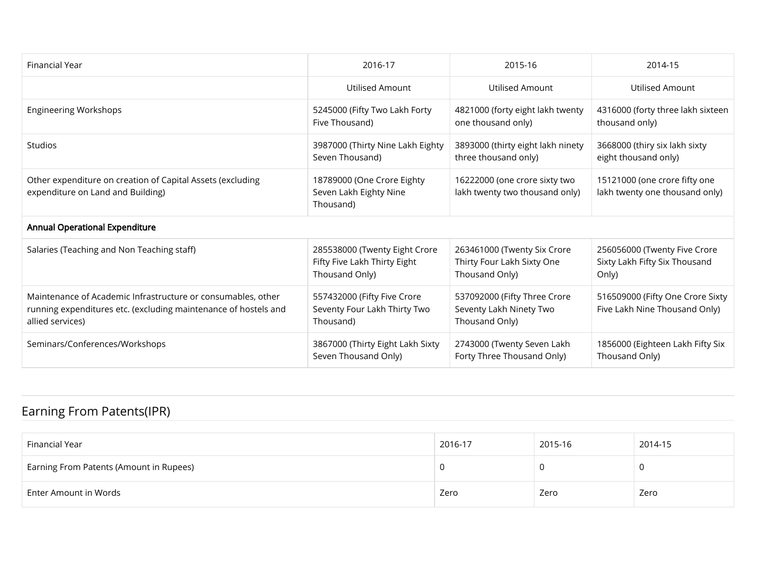| Financial Year | 2016-17 | 2015-16 | 2014-15 |
|---|---|---|---|
| | Utilised Amount | Utilised Amount | Utilised Amount |
| Engineering Workshops | 5245000 (Fifty Two Lakh Forty Five Thousand) | 4821000 (forty eight lakh twenty one thousand only) | 4316000 (forty three lakh sixteen thousand only) |
| Studios | 3987000 (Thirty Nine Lakh Eighty Seven Thousand) | 3893000 (thirty eight lakh ninety three thousand only) | 3668000 (thiry six lakh sixty eight thousand only) |
| Other expenditure on creation of Capital Assets (excluding expenditure on Land and Building) | 18789000 (One Crore Eighty Seven Lakh Eighty Nine Thousand) | 16222000 (one crore sixty two lakh twenty two thousand only) | 15121000 (one crore fifty one lakh twenty one thousand only) |
| **Annual Operational Expenditure** | | | |
| Salaries (Teaching and Non Teaching staff) | 285538000 (Twenty Eight Crore Fifty Five Lakh Thirty Eight Thousand Only) | 263461000 (Twenty Six Crore Thirty Four Lakh Sixty One Thousand Only) | 256056000 (Twenty Five Crore Sixty Lakh Fifty Six Thousand Only) |
| Maintenance of Academic Infrastructure or consumables, other running expenditures etc. (excluding maintenance of hostels and allied services) | 557432000 (Fifty Five Crore Seventy Four Lakh Thirty Two Thousand) | 537092000 (Fifty Three Crore Seventy Lakh Ninety Two Thousand Only) | 516509000 (Fifty One Crore Sixty Five Lakh Nine Thousand Only) |
| Seminars/Conferences/Workshops | 3867000 (Thirty Eight Lakh Sixty Seven Thousand Only) | 2743000 (Twenty Seven Lakh Forty Three Thousand Only) | 1856000 (Eighteen Lakh Fifty Six Thousand Only) |

## Earning From Patents(IPR)

| Financial Year | 2016-17 | 2015-16 | 2014-15 |
|---|---|---|---|
| Earning From Patents (Amount in Rupees) | 0 | 0 | 0 |
| Enter Amount in Words | Zero | Zero | Zero |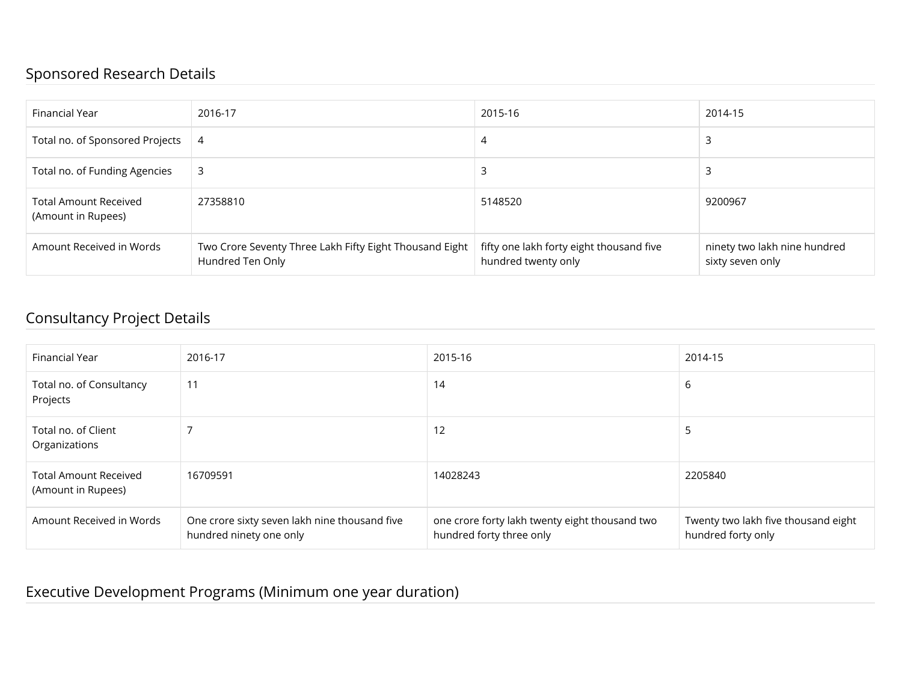## Sponsored Research Details

| Financial Year | 2016-17 | 2015-16 | 2014-15 |
|---|---|---|---|
| Total no. of Sponsored Projects | 4 | 4 | 3 |
| Total no. of Funding Agencies | 3 | 3 | 3 |
| Total Amount Received (Amount in Rupees) | 27358810 | 5148520 | 9200967 |
| Amount Received in Words | Two Crore Seventy Three Lakh Fifty Eight Thousand Eight Hundred Ten Only | fifty one lakh forty eight thousand five hundred twenty only | ninety two lakh nine hundred sixty seven only |

## Consultancy Project Details

| Financial Year | 2016-17 | 2015-16 | 2014-15 |
|---|---|---|---|
| Total no. of Consultancy Projects | 11 | 14 | 6 |
| Total no. of Client Organizations | 7 | 12 | 5 |
| Total Amount Received (Amount in Rupees) | 16709591 | 14028243 | 2205840 |
| Amount Received in Words | One crore sixty seven lakh nine thousand five hundred ninety one only | one crore forty lakh twenty eight thousand two hundred forty three only | Twenty two lakh five thousand eight hundred forty only |

## Executive Development Programs (Minimum one year duration)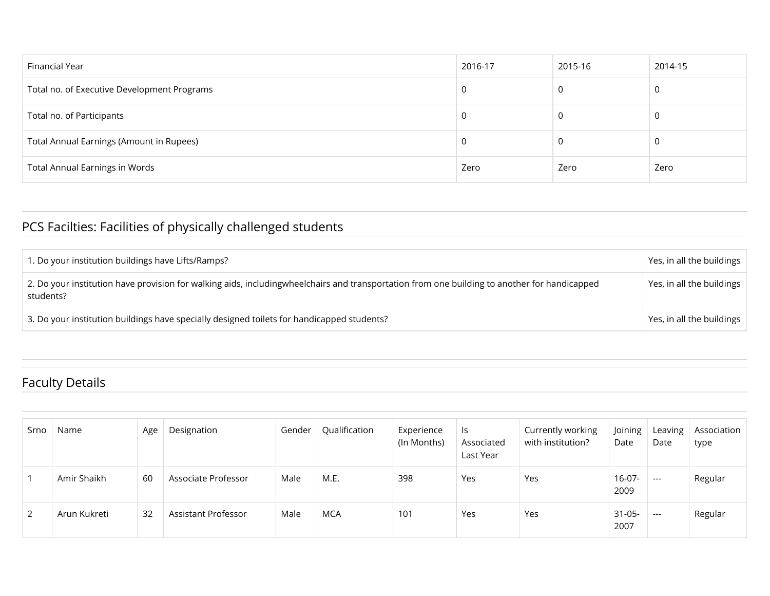| Financial Year | 2016-17 | 2015-16 | 2014-15 |
| --- | --- | --- | --- |
| Total no. of Executive Development Programs | 0 | 0 | 0 |
| Total no. of Participants | 0 | 0 | 0 |
| Total Annual Earnings (Amount in Rupees) | 0 | 0 | 0 |
| Total Annual Earnings in Words | Zero | Zero | Zero |

## PCS Facilties: Facilities of physically challenged students

| | |
| --- | --- |
| 1. Do your institution buildings have Lifts/Ramps? | Yes, in all the buildings |
| 2. Do your institution have provision for walking aids, includingwheelchairs and transportation from one building to another for handicapped students? | Yes, in all the buildings |
| 3. Do your institution buildings have specially designed toilets for handicapped students? | Yes, in all the buildings |

## Faculty Details

| Srno | Name | Age | Designation | Gender | Qualification | Experience (In Months) | Is Associated Last Year | Currently working with institution? | Joining Date | Leaving Date | Association type |
| --- | --- | --- | --- | --- | --- | --- | --- | --- | --- | --- | --- |
| 1 | Amir Shaikh | 60 | Associate Professor | Male | M.E. | 398 | Yes | Yes | 16-07-2009 | --- | Regular |
| 2 | Arun Kukreti | 32 | Assistant Professor | Male | MCA | 101 | Yes | Yes | 31-05-2007 | --- | Regular |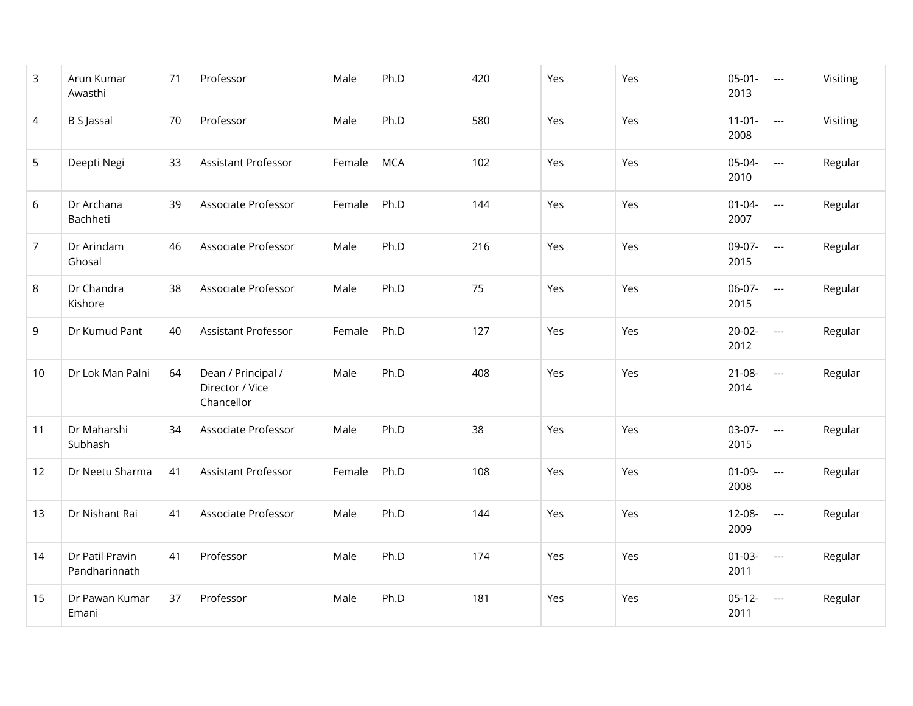| | | | | | | | | | | | |
|---|---|---|---|---|---|---|---|---|---|---|---|
| 3 | Arun Kumar Awasthi | 71 | Professor | Male | Ph.D | 420 | Yes | Yes | 05-01-2013 | --- | Visiting |
| 4 | B S Jassal | 70 | Professor | Male | Ph.D | 580 | Yes | Yes | 11-01-2008 | --- | Visiting |
| 5 | Deepti Negi | 33 | Assistant Professor | Female | MCA | 102 | Yes | Yes | 05-04-2010 | --- | Regular |
| 6 | Dr Archana Bachheti | 39 | Associate Professor | Female | Ph.D | 144 | Yes | Yes | 01-04-2007 | --- | Regular |
| 7 | Dr Arindam Ghosal | 46 | Associate Professor | Male | Ph.D | 216 | Yes | Yes | 09-07-2015 | --- | Regular |
| 8 | Dr Chandra Kishore | 38 | Associate Professor | Male | Ph.D | 75 | Yes | Yes | 06-07-2015 | --- | Regular |
| 9 | Dr Kumud Pant | 40 | Assistant Professor | Female | Ph.D | 127 | Yes | Yes | 20-02-2012 | --- | Regular |
| 10 | Dr Lok Man Palni | 64 | Dean / Principal / Director / Vice Chancellor | Male | Ph.D | 408 | Yes | Yes | 21-08-2014 | --- | Regular |
| 11 | Dr Maharshi Subhash | 34 | Associate Professor | Male | Ph.D | 38 | Yes | Yes | 03-07-2015 | --- | Regular |
| 12 | Dr Neetu Sharma | 41 | Assistant Professor | Female | Ph.D | 108 | Yes | Yes | 01-09-2008 | --- | Regular |
| 13 | Dr Nishant Rai | 41 | Associate Professor | Male | Ph.D | 144 | Yes | Yes | 12-08-2009 | --- | Regular |
| 14 | Dr Patil Pravin Pandharinnath | 41 | Professor | Male | Ph.D | 174 | Yes | Yes | 01-03-2011 | --- | Regular |
| 15 | Dr Pawan Kumar Emani | 37 | Professor | Male | Ph.D | 181 | Yes | Yes | 05-12-2011 | --- | Regular |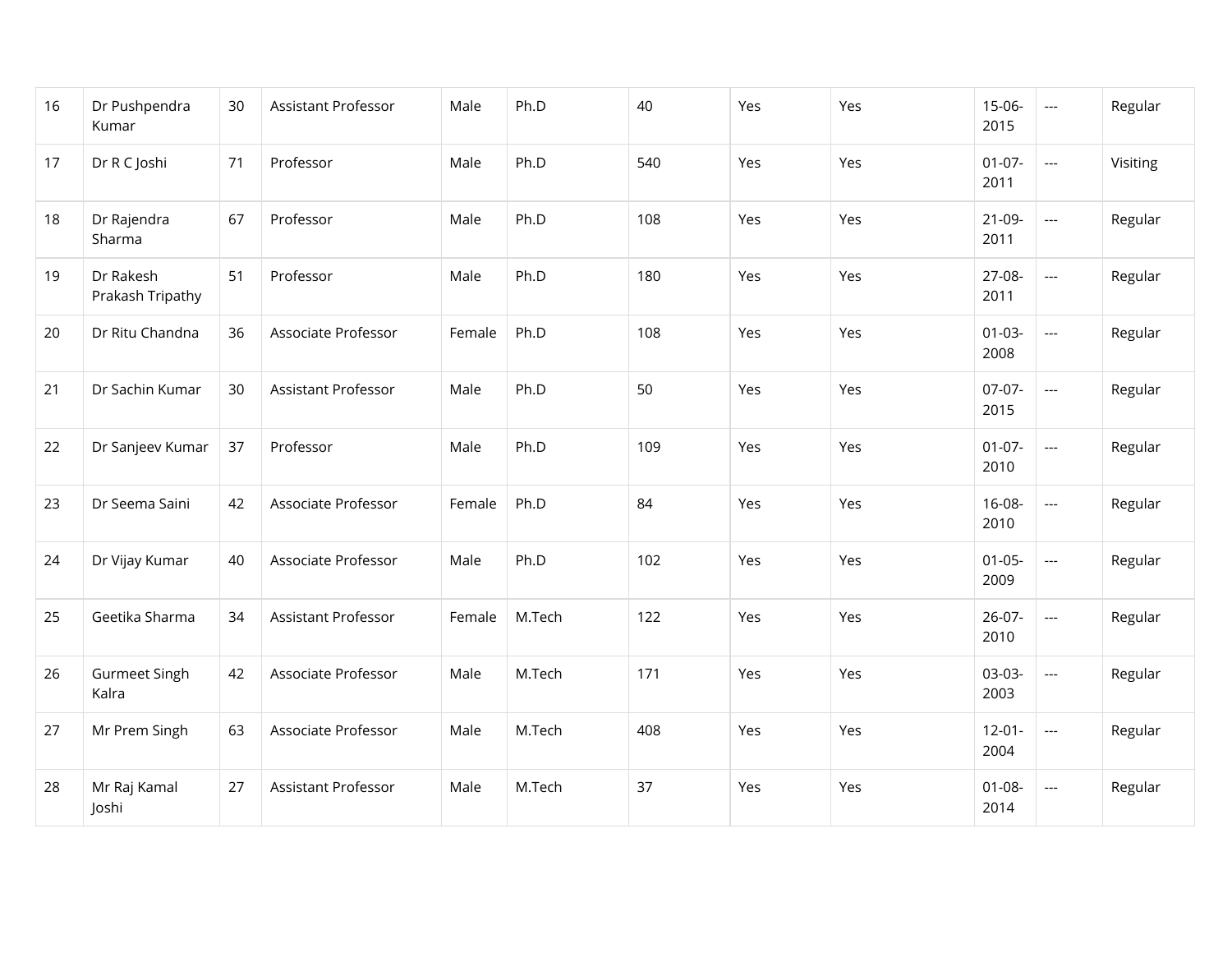| 16 | Dr Pushpendra Kumar | 30 | Assistant Professor | Male | Ph.D | 40 | Yes | Yes | 15-06-2015 | --- | Regular |
|---|---|---|---|---|---|---|---|---|---|---|---|
| 17 | Dr R C Joshi | 71 | Professor | Male | Ph.D | 540 | Yes | Yes | 01-07-2011 | --- | Visiting |
| 18 | Dr Rajendra Sharma | 67 | Professor | Male | Ph.D | 108 | Yes | Yes | 21-09-2011 | --- | Regular |
| 19 | Dr Rakesh Prakash Tripathy | 51 | Professor | Male | Ph.D | 180 | Yes | Yes | 27-08-2011 | --- | Regular |
| 20 | Dr Ritu Chandna | 36 | Associate Professor | Female | Ph.D | 108 | Yes | Yes | 01-03-2008 | --- | Regular |
| 21 | Dr Sachin Kumar | 30 | Assistant Professor | Male | Ph.D | 50 | Yes | Yes | 07-07-2015 | --- | Regular |
| 22 | Dr Sanjeev Kumar | 37 | Professor | Male | Ph.D | 109 | Yes | Yes | 01-07-2010 | --- | Regular |
| 23 | Dr Seema Saini | 42 | Associate Professor | Female | Ph.D | 84 | Yes | Yes | 16-08-2010 | --- | Regular |
| 24 | Dr Vijay Kumar | 40 | Associate Professor | Male | Ph.D | 102 | Yes | Yes | 01-05-2009 | --- | Regular |
| 25 | Geetika Sharma | 34 | Assistant Professor | Female | M.Tech | 122 | Yes | Yes | 26-07-2010 | --- | Regular |
| 26 | Gurmeet Singh Kalra | 42 | Associate Professor | Male | M.Tech | 171 | Yes | Yes | 03-03-2003 | --- | Regular |
| 27 | Mr Prem Singh | 63 | Associate Professor | Male | M.Tech | 408 | Yes | Yes | 12-01-2004 | --- | Regular |
| 28 | Mr Raj Kamal Joshi | 27 | Assistant Professor | Male | M.Tech | 37 | Yes | Yes | 01-08-2014 | --- | Regular |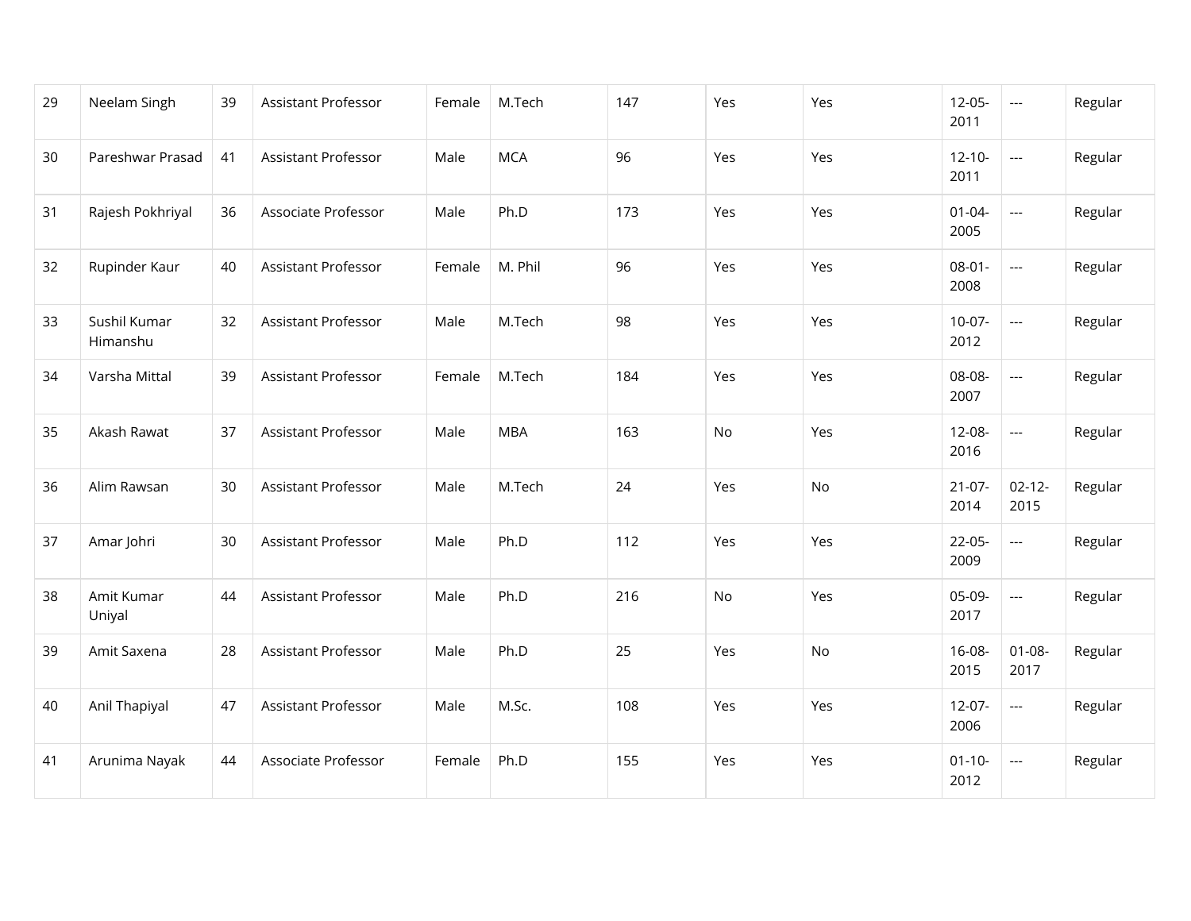| | | | | | | | | | | | |
|---|---|---|---|---|---|---|---|---|---|---|---|
| 29 | Neelam Singh | 39 | Assistant Professor | Female | M.Tech | 147 | Yes | Yes | 12-05-2011 | --- | Regular |
| 30 | Pareshwar Prasad | 41 | Assistant Professor | Male | MCA | 96 | Yes | Yes | 12-10-2011 | --- | Regular |
| 31 | Rajesh Pokhriyal | 36 | Associate Professor | Male | Ph.D | 173 | Yes | Yes | 01-04-2005 | --- | Regular |
| 32 | Rupinder Kaur | 40 | Assistant Professor | Female | M. Phil | 96 | Yes | Yes | 08-01-2008 | --- | Regular |
| 33 | Sushil Kumar Himanshu | 32 | Assistant Professor | Male | M.Tech | 98 | Yes | Yes | 10-07-2012 | --- | Regular |
| 34 | Varsha Mittal | 39 | Assistant Professor | Female | M.Tech | 184 | Yes | Yes | 08-08-2007 | --- | Regular |
| 35 | Akash Rawat | 37 | Assistant Professor | Male | MBA | 163 | No | Yes | 12-08-2016 | --- | Regular |
| 36 | Alim Rawsan | 30 | Assistant Professor | Male | M.Tech | 24 | Yes | No | 21-07-2014 | 02-12-2015 | Regular |
| 37 | Amar Johri | 30 | Assistant Professor | Male | Ph.D | 112 | Yes | Yes | 22-05-2009 | --- | Regular |
| 38 | Amit Kumar Uniyal | 44 | Assistant Professor | Male | Ph.D | 216 | No | Yes | 05-09-2017 | --- | Regular |
| 39 | Amit Saxena | 28 | Assistant Professor | Male | Ph.D | 25 | Yes | No | 16-08-2015 | 01-08-2017 | Regular |
| 40 | Anil Thapiyal | 47 | Assistant Professor | Male | M.Sc. | 108 | Yes | Yes | 12-07-2006 | --- | Regular |
| 41 | Arunima Nayak | 44 | Associate Professor | Female | Ph.D | 155 | Yes | Yes | 01-10-2012 | --- | Regular |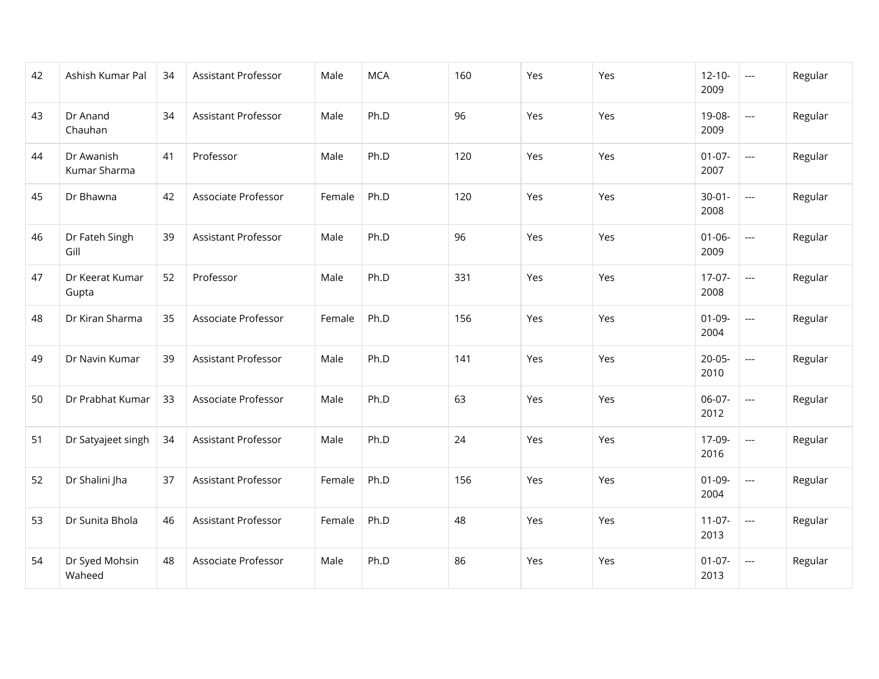| | | | | | | | | | | | |
|---|---|---|---|---|---|---|---|---|---|---|---|
| 42 | Ashish Kumar Pal | 34 | Assistant Professor | Male | MCA | 160 | Yes | Yes | 12-10-2009 | --- | Regular |
| 43 | Dr Anand Chauhan | 34 | Assistant Professor | Male | Ph.D | 96 | Yes | Yes | 19-08-2009 | --- | Regular |
| 44 | Dr Awanish Kumar Sharma | 41 | Professor | Male | Ph.D | 120 | Yes | Yes | 01-07-2007 | --- | Regular |
| 45 | Dr Bhawna | 42 | Associate Professor | Female | Ph.D | 120 | Yes | Yes | 30-01-2008 | --- | Regular |
| 46 | Dr Fateh Singh Gill | 39 | Assistant Professor | Male | Ph.D | 96 | Yes | Yes | 01-06-2009 | --- | Regular |
| 47 | Dr Keerat Kumar Gupta | 52 | Professor | Male | Ph.D | 331 | Yes | Yes | 17-07-2008 | --- | Regular |
| 48 | Dr Kiran Sharma | 35 | Associate Professor | Female | Ph.D | 156 | Yes | Yes | 01-09-2004 | --- | Regular |
| 49 | Dr Navin Kumar | 39 | Assistant Professor | Male | Ph.D | 141 | Yes | Yes | 20-05-2010 | --- | Regular |
| 50 | Dr Prabhat Kumar | 33 | Associate Professor | Male | Ph.D | 63 | Yes | Yes | 06-07-2012 | --- | Regular |
| 51 | Dr Satyajeet singh | 34 | Assistant Professor | Male | Ph.D | 24 | Yes | Yes | 17-09-2016 | --- | Regular |
| 52 | Dr Shalini Jha | 37 | Assistant Professor | Female | Ph.D | 156 | Yes | Yes | 01-09-2004 | --- | Regular |
| 53 | Dr Sunita Bhola | 46 | Assistant Professor | Female | Ph.D | 48 | Yes | Yes | 11-07-2013 | --- | Regular |
| 54 | Dr Syed Mohsin Waheed | 48 | Associate Professor | Male | Ph.D | 86 | Yes | Yes | 01-07-2013 | --- | Regular |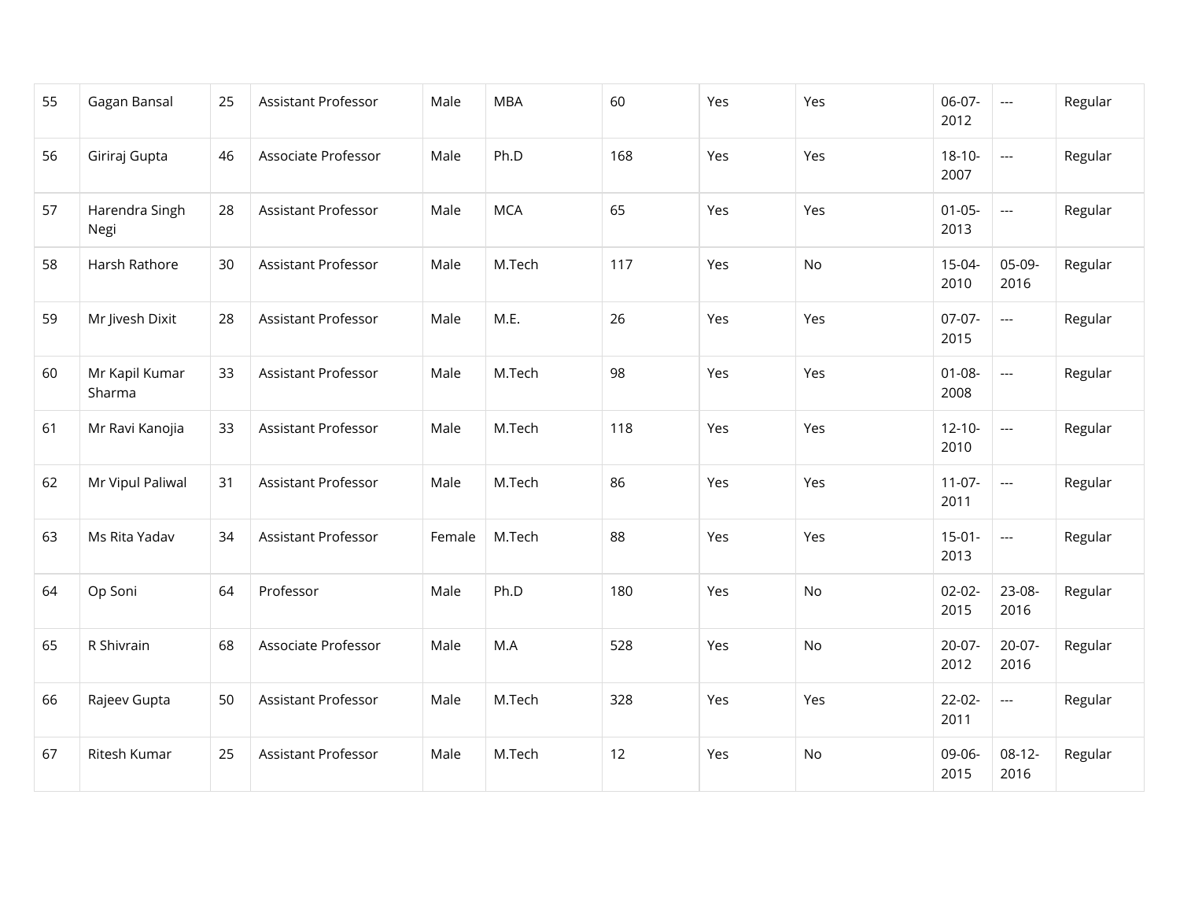| 55 | Gagan Bansal | 25 | Assistant Professor | Male | MBA | 60 | Yes | Yes | 06-07-2012 | --- | Regular |
|---|---|---|---|---|---|---|---|---|---|---|---|
| 56 | Giriraj Gupta | 46 | Associate Professor | Male | Ph.D | 168 | Yes | Yes | 18-10-2007 | --- | Regular |
| 57 | Harendra Singh Negi | 28 | Assistant Professor | Male | MCA | 65 | Yes | Yes | 01-05-2013 | --- | Regular |
| 58 | Harsh Rathore | 30 | Assistant Professor | Male | M.Tech | 117 | Yes | No | 15-04-2010 | 05-09-2016 | Regular |
| 59 | Mr Jivesh Dixit | 28 | Assistant Professor | Male | M.E. | 26 | Yes | Yes | 07-07-2015 | --- | Regular |
| 60 | Mr Kapil Kumar Sharma | 33 | Assistant Professor | Male | M.Tech | 98 | Yes | Yes | 01-08-2008 | --- | Regular |
| 61 | Mr Ravi Kanojia | 33 | Assistant Professor | Male | M.Tech | 118 | Yes | Yes | 12-10-2010 | --- | Regular |
| 62 | Mr Vipul Paliwal | 31 | Assistant Professor | Male | M.Tech | 86 | Yes | Yes | 11-07-2011 | --- | Regular |
| 63 | Ms Rita Yadav | 34 | Assistant Professor | Female | M.Tech | 88 | Yes | Yes | 15-01-2013 | --- | Regular |
| 64 | Op Soni | 64 | Professor | Male | Ph.D | 180 | Yes | No | 02-02-2015 | 23-08-2016 | Regular |
| 65 | R Shivrain | 68 | Associate Professor | Male | M.A | 528 | Yes | No | 20-07-2012 | 20-07-2016 | Regular |
| 66 | Rajeev Gupta | 50 | Assistant Professor | Male | M.Tech | 328 | Yes | Yes | 22-02-2011 | --- | Regular |
| 67 | Ritesh Kumar | 25 | Assistant Professor | Male | M.Tech | 12 | Yes | No | 09-06-2015 | 08-12-2016 | Regular |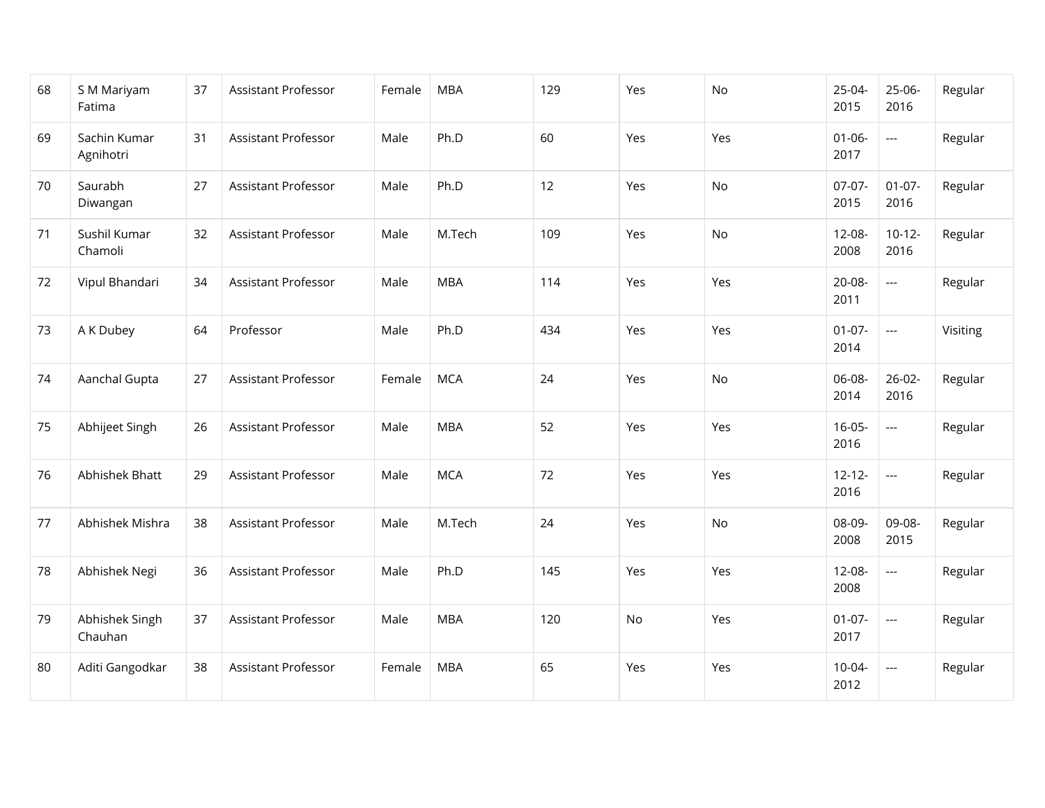| | | | | | | | | | | | |
|---|---|---|---|---|---|---|---|---|---|---|---|
| 68 | S M Mariyam Fatima | 37 | Assistant Professor | Female | MBA | 129 | Yes | No | 25-04-2015 | 25-06-2016 | Regular |
| 69 | Sachin Kumar Agnihotri | 31 | Assistant Professor | Male | Ph.D | 60 | Yes | Yes | 01-06-2017 | --- | Regular |
| 70 | Saurabh Diwangan | 27 | Assistant Professor | Male | Ph.D | 12 | Yes | No | 07-07-2015 | 01-07-2016 | Regular |
| 71 | Sushil Kumar Chamoli | 32 | Assistant Professor | Male | M.Tech | 109 | Yes | No | 12-08-2008 | 10-12-2016 | Regular |
| 72 | Vipul Bhandari | 34 | Assistant Professor | Male | MBA | 114 | Yes | Yes | 20-08-2011 | --- | Regular |
| 73 | A K Dubey | 64 | Professor | Male | Ph.D | 434 | Yes | Yes | 01-07-2014 | --- | Visiting |
| 74 | Aanchal Gupta | 27 | Assistant Professor | Female | MCA | 24 | Yes | No | 06-08-2014 | 26-02-2016 | Regular |
| 75 | Abhijeet Singh | 26 | Assistant Professor | Male | MBA | 52 | Yes | Yes | 16-05-2016 | --- | Regular |
| 76 | Abhishek Bhatt | 29 | Assistant Professor | Male | MCA | 72 | Yes | Yes | 12-12-2016 | --- | Regular |
| 77 | Abhishek Mishra | 38 | Assistant Professor | Male | M.Tech | 24 | Yes | No | 08-09-2008 | 09-08-2015 | Regular |
| 78 | Abhishek Negi | 36 | Assistant Professor | Male | Ph.D | 145 | Yes | Yes | 12-08-2008 | --- | Regular |
| 79 | Abhishek Singh Chauhan | 37 | Assistant Professor | Male | MBA | 120 | No | Yes | 01-07-2017 | --- | Regular |
| 80 | Aditi Gangodkar | 38 | Assistant Professor | Female | MBA | 65 | Yes | Yes | 10-04-2012 | --- | Regular |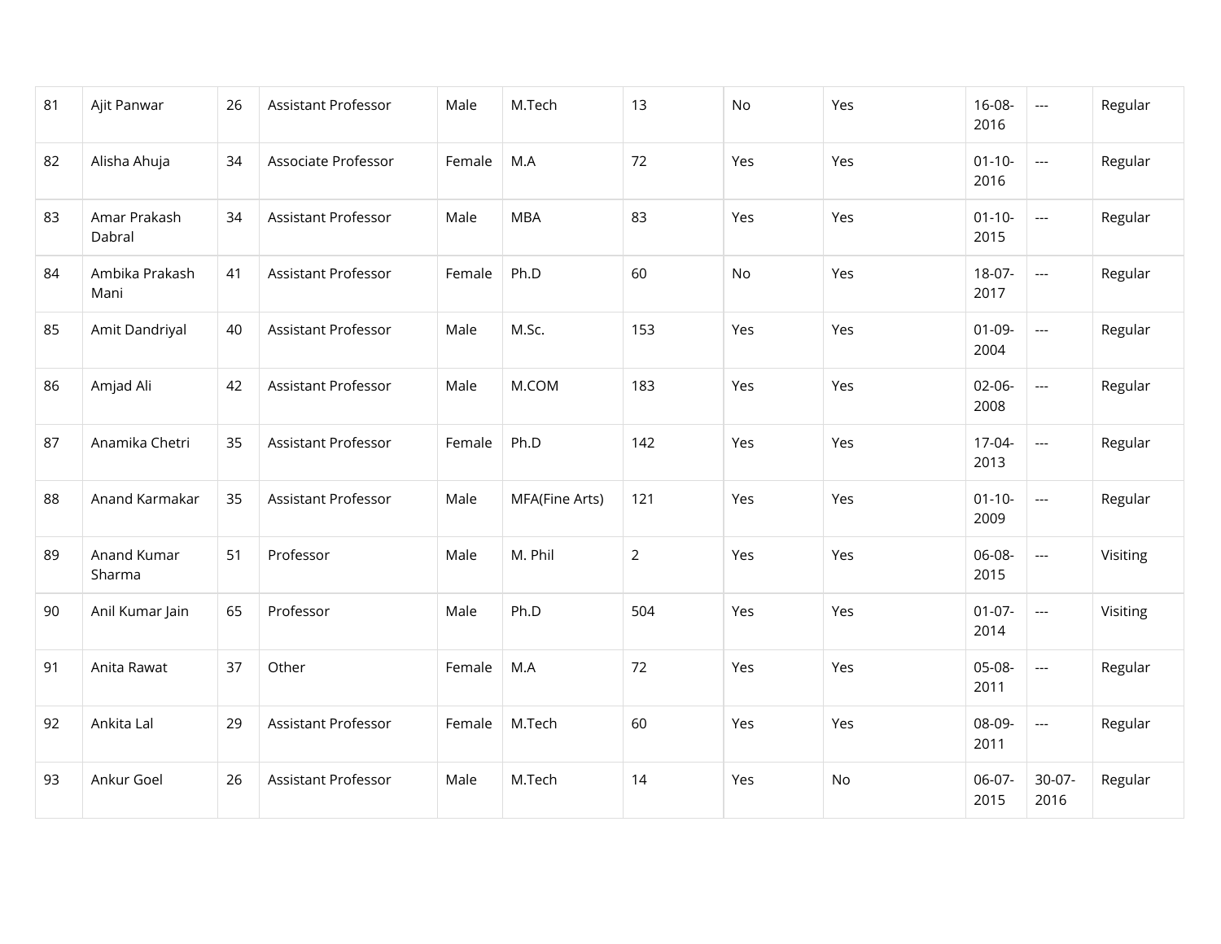| 81 | Ajit Panwar | 26 | Assistant Professor | Male | M.Tech | 13 | No | Yes | 16-08-2016 | --- | Regular |
|---|---|---|---|---|---|---|---|---|---|---|---|
| 82 | Alisha Ahuja | 34 | Associate Professor | Female | M.A | 72 | Yes | Yes | 01-10-2016 | --- | Regular |
| 83 | Amar Prakash Dabral | 34 | Assistant Professor | Male | MBA | 83 | Yes | Yes | 01-10-2015 | --- | Regular |
| 84 | Ambika Prakash Mani | 41 | Assistant Professor | Female | Ph.D | 60 | No | Yes | 18-07-2017 | --- | Regular |
| 85 | Amit Dandriyal | 40 | Assistant Professor | Male | M.Sc. | 153 | Yes | Yes | 01-09-2004 | --- | Regular |
| 86 | Amjad Ali | 42 | Assistant Professor | Male | M.COM | 183 | Yes | Yes | 02-06-2008 | --- | Regular |
| 87 | Anamika Chetri | 35 | Assistant Professor | Female | Ph.D | 142 | Yes | Yes | 17-04-2013 | --- | Regular |
| 88 | Anand Karmakar | 35 | Assistant Professor | Male | MFA(Fine Arts) | 121 | Yes | Yes | 01-10-2009 | --- | Regular |
| 89 | Anand Kumar Sharma | 51 | Professor | Male | M. Phil | 2 | Yes | Yes | 06-08-2015 | --- | Visiting |
| 90 | Anil Kumar Jain | 65 | Professor | Male | Ph.D | 504 | Yes | Yes | 01-07-2014 | --- | Visiting |
| 91 | Anita Rawat | 37 | Other | Female | M.A | 72 | Yes | Yes | 05-08-2011 | --- | Regular |
| 92 | Ankita Lal | 29 | Assistant Professor | Female | M.Tech | 60 | Yes | Yes | 08-09-2011 | --- | Regular |
| 93 | Ankur Goel | 26 | Assistant Professor | Male | M.Tech | 14 | Yes | No | 06-07-2015 | 30-07-2016 | Regular |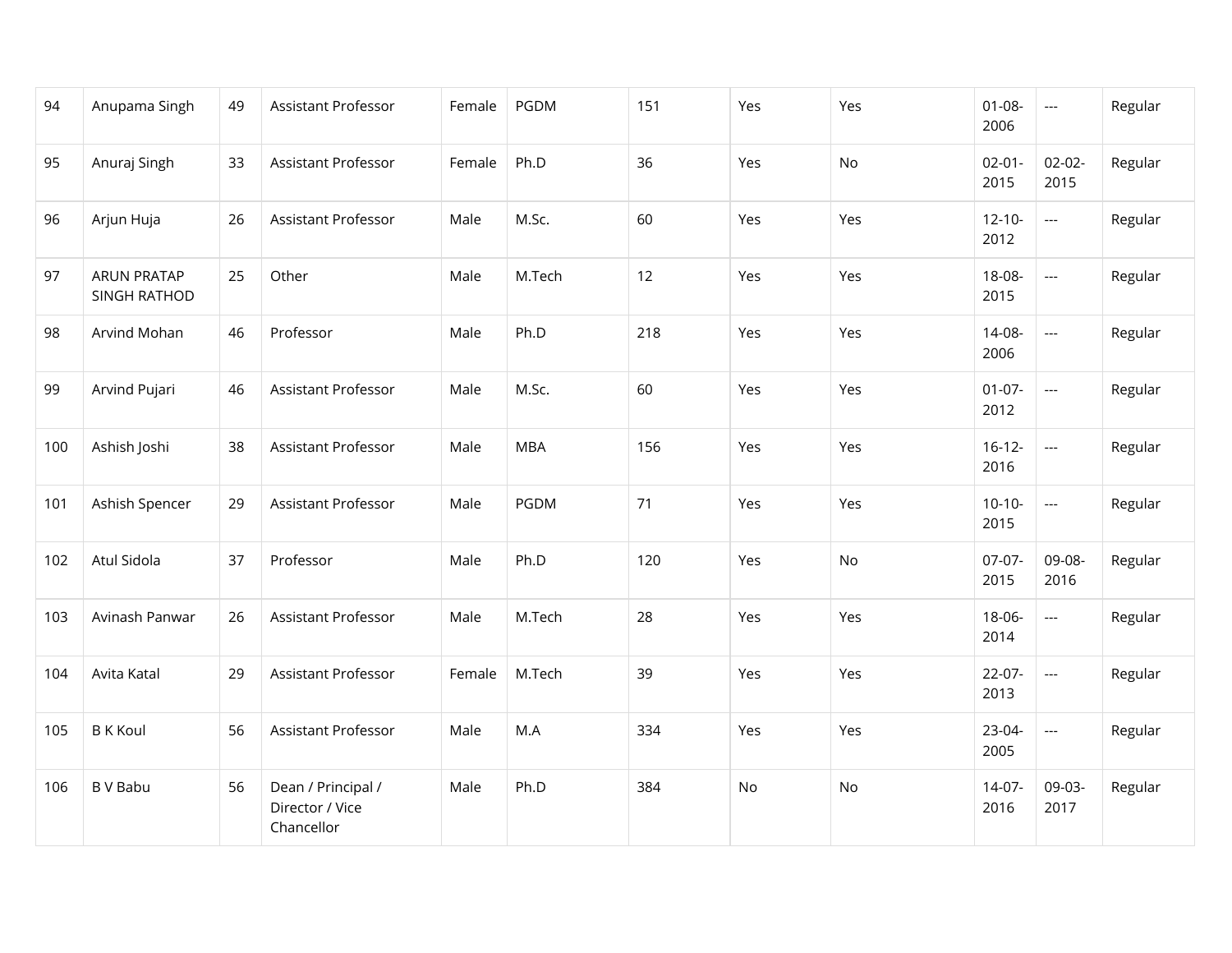| 94 | Anupama Singh | 49 | Assistant Professor | Female | PGDM | 151 | Yes | Yes | 01-08-2006 | --- | Regular |
|---|---|---|---|---|---|---|---|---|---|---|---|
| 95 | Anuraj Singh | 33 | Assistant Professor | Female | Ph.D | 36 | Yes | No | 02-01-2015 | 02-02-2015 | Regular |
| 96 | Arjun Huja | 26 | Assistant Professor | Male | M.Sc. | 60 | Yes | Yes | 12-10-2012 | --- | Regular |
| 97 | ARUN PRATAP SINGH RATHOD | 25 | Other | Male | M.Tech | 12 | Yes | Yes | 18-08-2015 | --- | Regular |
| 98 | Arvind Mohan | 46 | Professor | Male | Ph.D | 218 | Yes | Yes | 14-08-2006 | --- | Regular |
| 99 | Arvind Pujari | 46 | Assistant Professor | Male | M.Sc. | 60 | Yes | Yes | 01-07-2012 | --- | Regular |
| 100 | Ashish Joshi | 38 | Assistant Professor | Male | MBA | 156 | Yes | Yes | 16-12-2016 | --- | Regular |
| 101 | Ashish Spencer | 29 | Assistant Professor | Male | PGDM | 71 | Yes | Yes | 10-10-2015 | --- | Regular |
| 102 | Atul Sidola | 37 | Professor | Male | Ph.D | 120 | Yes | No | 07-07-2015 | 09-08-2016 | Regular |
| 103 | Avinash Panwar | 26 | Assistant Professor | Male | M.Tech | 28 | Yes | Yes | 18-06-2014 | --- | Regular |
| 104 | Avita Katal | 29 | Assistant Professor | Female | M.Tech | 39 | Yes | Yes | 22-07-2013 | --- | Regular |
| 105 | B K Koul | 56 | Assistant Professor | Male | M.A | 334 | Yes | Yes | 23-04-2005 | --- | Regular |
| 106 | B V Babu | 56 | Dean / Principal / Director / Vice Chancellor | Male | Ph.D | 384 | No | No | 14-07-2016 | 09-03-2017 | Regular |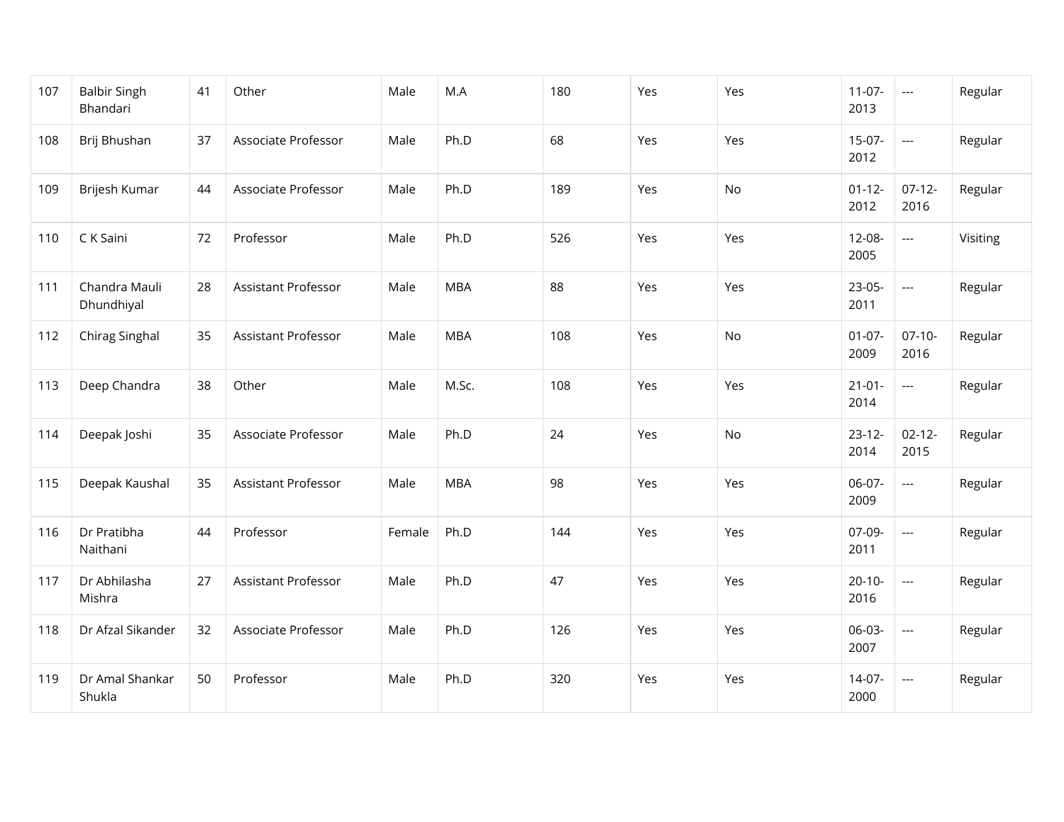| 107 | Balbir Singh Bhandari | 41 | Other | Male | M.A | 180 | Yes | Yes | 11-07-2013 | --- | Regular |
|---|---|---|---|---|---|---|---|---|---|---|---|
| 108 | Brij Bhushan | 37 | Associate Professor | Male | Ph.D | 68 | Yes | Yes | 15-07-2012 | --- | Regular |
| 109 | Brijesh Kumar | 44 | Associate Professor | Male | Ph.D | 189 | Yes | No | 01-12-2012 | 07-12-2016 | Regular |
| 110 | C K Saini | 72 | Professor | Male | Ph.D | 526 | Yes | Yes | 12-08-2005 | --- | Visiting |
| 111 | Chandra Mauli Dhundhiyal | 28 | Assistant Professor | Male | MBA | 88 | Yes | Yes | 23-05-2011 | --- | Regular |
| 112 | Chirag Singhal | 35 | Assistant Professor | Male | MBA | 108 | Yes | No | 01-07-2009 | 07-10-2016 | Regular |
| 113 | Deep Chandra | 38 | Other | Male | M.Sc. | 108 | Yes | Yes | 21-01-2014 | --- | Regular |
| 114 | Deepak Joshi | 35 | Associate Professor | Male | Ph.D | 24 | Yes | No | 23-12-2014 | 02-12-2015 | Regular |
| 115 | Deepak Kaushal | 35 | Assistant Professor | Male | MBA | 98 | Yes | Yes | 06-07-2009 | --- | Regular |
| 116 | Dr Pratibha Naithani | 44 | Professor | Female | Ph.D | 144 | Yes | Yes | 07-09-2011 | --- | Regular |
| 117 | Dr Abhilasha Mishra | 27 | Assistant Professor | Male | Ph.D | 47 | Yes | Yes | 20-10-2016 | --- | Regular |
| 118 | Dr Afzal Sikander | 32 | Associate Professor | Male | Ph.D | 126 | Yes | Yes | 06-03-2007 | --- | Regular |
| 119 | Dr Amal Shankar Shukla | 50 | Professor | Male | Ph.D | 320 | Yes | Yes | 14-07-2000 | --- | Regular |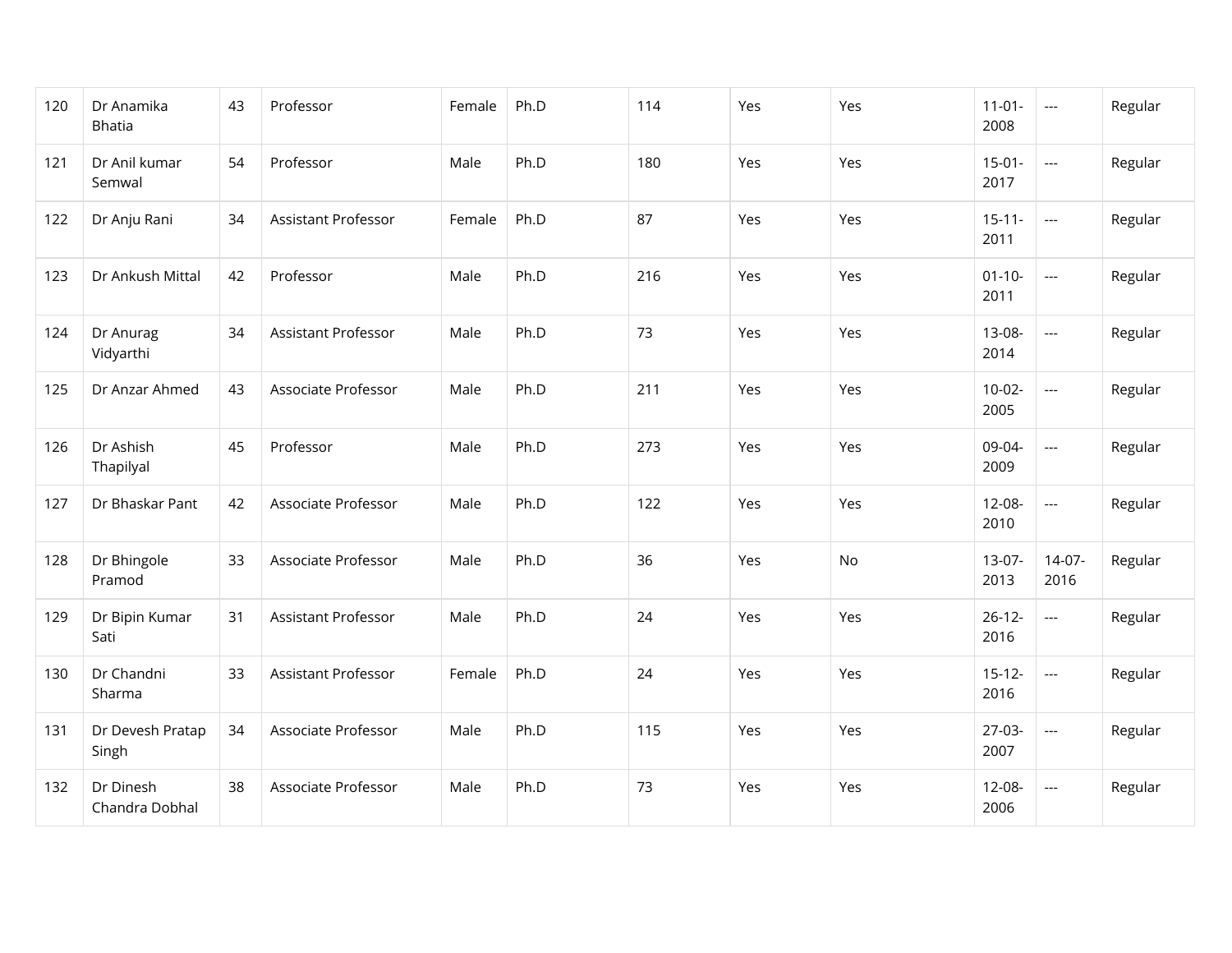| | | | | | | | | | | | |
|---|---|---|---|---|---|---|---|---|---|---|---|
| 120 | Dr Anamika Bhatia | 43 | Professor | Female | Ph.D | 114 | Yes | Yes | 11-01-2008 | --- | Regular |
| 121 | Dr Anil kumar Semwal | 54 | Professor | Male | Ph.D | 180 | Yes | Yes | 15-01-2017 | --- | Regular |
| 122 | Dr Anju Rani | 34 | Assistant Professor | Female | Ph.D | 87 | Yes | Yes | 15-11-2011 | --- | Regular |
| 123 | Dr Ankush Mittal | 42 | Professor | Male | Ph.D | 216 | Yes | Yes | 01-10-2011 | --- | Regular |
| 124 | Dr Anurag Vidyarthi | 34 | Assistant Professor | Male | Ph.D | 73 | Yes | Yes | 13-08-2014 | --- | Regular |
| 125 | Dr Anzar Ahmed | 43 | Associate Professor | Male | Ph.D | 211 | Yes | Yes | 10-02-2005 | --- | Regular |
| 126 | Dr Ashish Thapilyal | 45 | Professor | Male | Ph.D | 273 | Yes | Yes | 09-04-2009 | --- | Regular |
| 127 | Dr Bhaskar Pant | 42 | Associate Professor | Male | Ph.D | 122 | Yes | Yes | 12-08-2010 | --- | Regular |
| 128 | Dr Bhingole Pramod | 33 | Associate Professor | Male | Ph.D | 36 | Yes | No | 13-07-2013 | 14-07-2016 | Regular |
| 129 | Dr Bipin Kumar Sati | 31 | Assistant Professor | Male | Ph.D | 24 | Yes | Yes | 26-12-2016 | --- | Regular |
| 130 | Dr Chandni Sharma | 33 | Assistant Professor | Female | Ph.D | 24 | Yes | Yes | 15-12-2016 | --- | Regular |
| 131 | Dr Devesh Pratap Singh | 34 | Associate Professor | Male | Ph.D | 115 | Yes | Yes | 27-03-2007 | --- | Regular |
| 132 | Dr Dinesh Chandra Dobhal | 38 | Associate Professor | Male | Ph.D | 73 | Yes | Yes | 12-08-2006 | --- | Regular |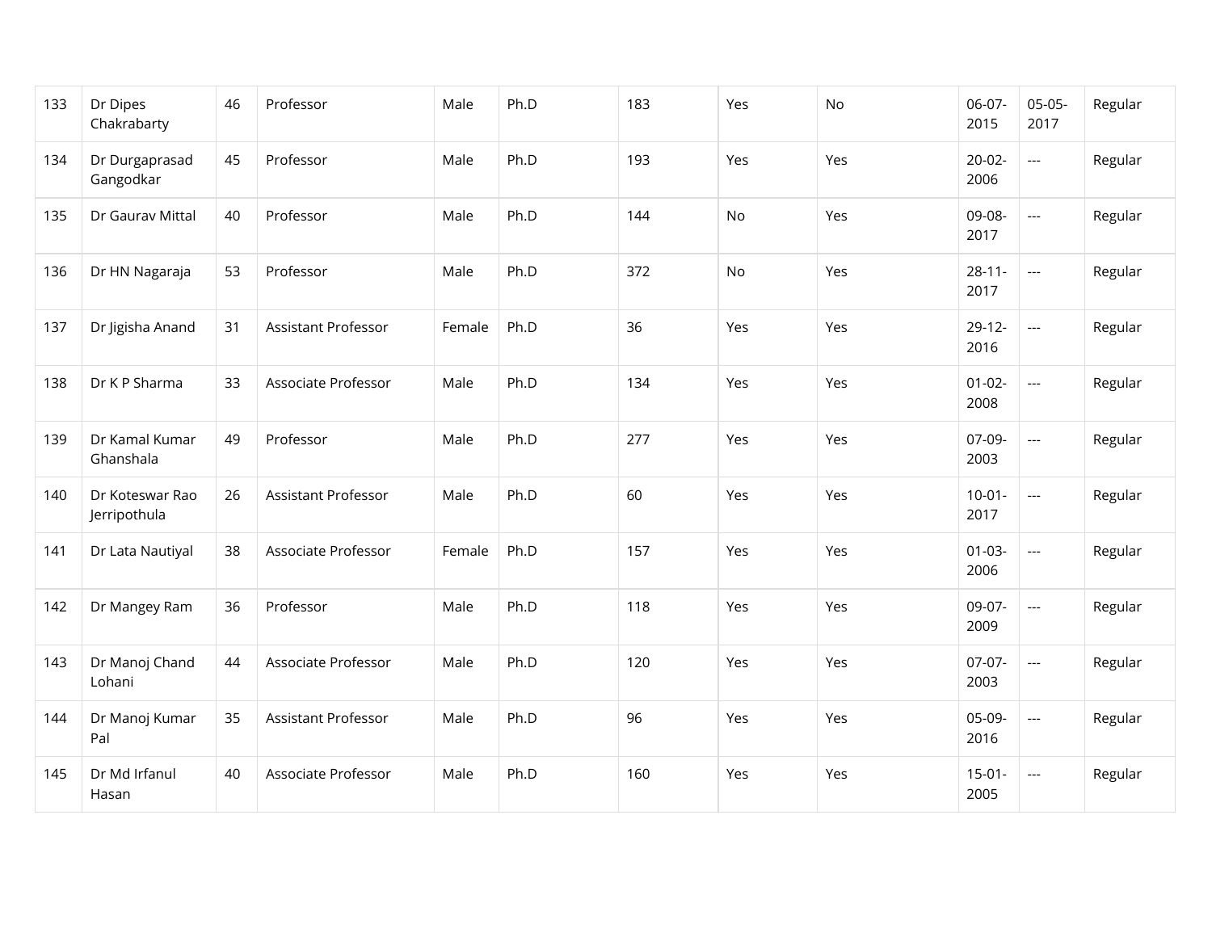| | | | | | | | | | | | |
|---|---|---|---|---|---|---|---|---|---|---|---|
| 133 | Dr Dipes Chakrabarty | 46 | Professor | Male | Ph.D | 183 | Yes | No | 06-07-2015 | 05-05-2017 | Regular |
| 134 | Dr Durgaprasad Gangodkar | 45 | Professor | Male | Ph.D | 193 | Yes | Yes | 20-02-2006 | --- | Regular |
| 135 | Dr Gaurav Mittal | 40 | Professor | Male | Ph.D | 144 | No | Yes | 09-08-2017 | --- | Regular |
| 136 | Dr HN Nagaraja | 53 | Professor | Male | Ph.D | 372 | No | Yes | 28-11-2017 | --- | Regular |
| 137 | Dr Jigisha Anand | 31 | Assistant Professor | Female | Ph.D | 36 | Yes | Yes | 29-12-2016 | --- | Regular |
| 138 | Dr K P Sharma | 33 | Associate Professor | Male | Ph.D | 134 | Yes | Yes | 01-02-2008 | --- | Regular |
| 139 | Dr Kamal Kumar Ghanshala | 49 | Professor | Male | Ph.D | 277 | Yes | Yes | 07-09-2003 | --- | Regular |
| 140 | Dr Koteswar Rao Jerripothula | 26 | Assistant Professor | Male | Ph.D | 60 | Yes | Yes | 10-01-2017 | --- | Regular |
| 141 | Dr Lata Nautiyal | 38 | Associate Professor | Female | Ph.D | 157 | Yes | Yes | 01-03-2006 | --- | Regular |
| 142 | Dr Mangey Ram | 36 | Professor | Male | Ph.D | 118 | Yes | Yes | 09-07-2009 | --- | Regular |
| 143 | Dr Manoj Chand Lohani | 44 | Associate Professor | Male | Ph.D | 120 | Yes | Yes | 07-07-2003 | --- | Regular |
| 144 | Dr Manoj Kumar Pal | 35 | Assistant Professor | Male | Ph.D | 96 | Yes | Yes | 05-09-2016 | --- | Regular |
| 145 | Dr Md Irfanul Hasan | 40 | Associate Professor | Male | Ph.D | 160 | Yes | Yes | 15-01-2005 | --- | Regular |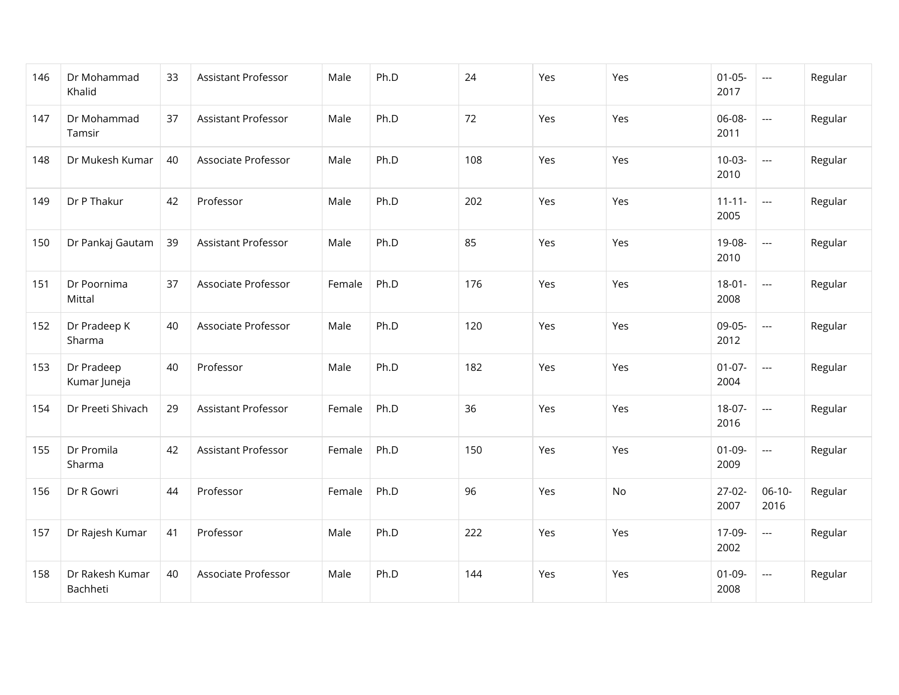| 146 | Dr Mohammad Khalid | 33 | Assistant Professor | Male | Ph.D | 24 | Yes | Yes | 01-05-2017 | --- | Regular |
|---|---|---|---|---|---|---|---|---|---|---|---|
| 147 | Dr Mohammad Tamsir | 37 | Assistant Professor | Male | Ph.D | 72 | Yes | Yes | 06-08-2011 | --- | Regular |
| 148 | Dr Mukesh Kumar | 40 | Associate Professor | Male | Ph.D | 108 | Yes | Yes | 10-03-2010 | --- | Regular |
| 149 | Dr P Thakur | 42 | Professor | Male | Ph.D | 202 | Yes | Yes | 11-11-2005 | --- | Regular |
| 150 | Dr Pankaj Gautam | 39 | Assistant Professor | Male | Ph.D | 85 | Yes | Yes | 19-08-2010 | --- | Regular |
| 151 | Dr Poornima Mittal | 37 | Associate Professor | Female | Ph.D | 176 | Yes | Yes | 18-01-2008 | --- | Regular |
| 152 | Dr Pradeep K Sharma | 40 | Associate Professor | Male | Ph.D | 120 | Yes | Yes | 09-05-2012 | --- | Regular |
| 153 | Dr Pradeep Kumar Juneja | 40 | Professor | Male | Ph.D | 182 | Yes | Yes | 01-07-2004 | --- | Regular |
| 154 | Dr Preeti Shivach | 29 | Assistant Professor | Female | Ph.D | 36 | Yes | Yes | 18-07-2016 | --- | Regular |
| 155 | Dr Promila Sharma | 42 | Assistant Professor | Female | Ph.D | 150 | Yes | Yes | 01-09-2009 | --- | Regular |
| 156 | Dr R Gowri | 44 | Professor | Female | Ph.D | 96 | Yes | No | 27-02-2007 | 06-10-2016 | Regular |
| 157 | Dr Rajesh Kumar | 41 | Professor | Male | Ph.D | 222 | Yes | Yes | 17-09-2002 | --- | Regular |
| 158 | Dr Rakesh Kumar Bachheti | 40 | Associate Professor | Male | Ph.D | 144 | Yes | Yes | 01-09-2008 | --- | Regular |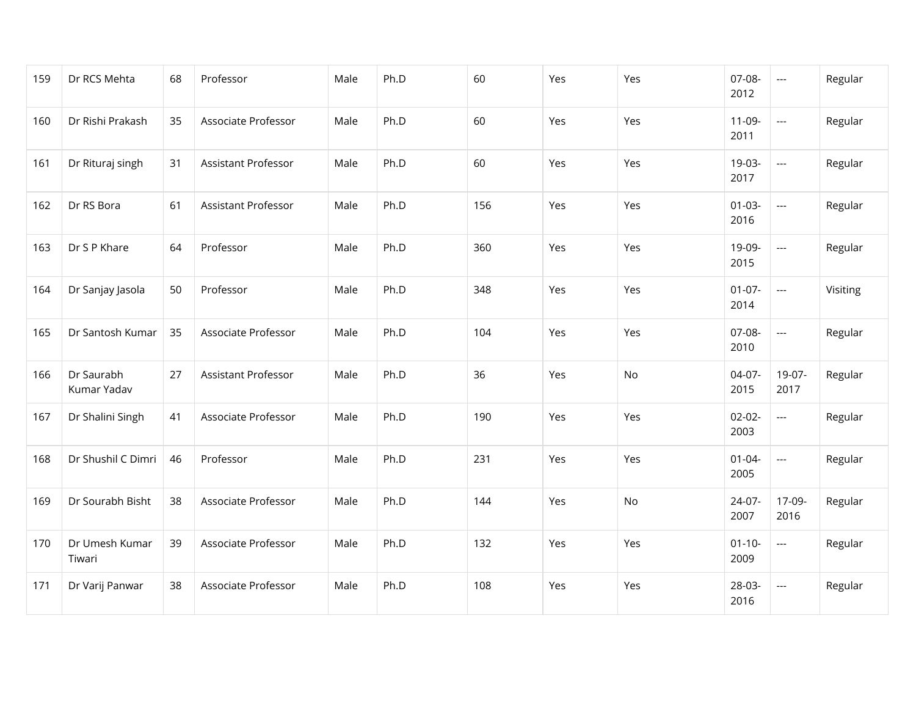| 159 | Dr RCS Mehta | 68 | Professor | Male | Ph.D | 60 | Yes | Yes | 07-08-2012 | --- | Regular |
|---|---|---|---|---|---|---|---|---|---|---|---|
| 160 | Dr Rishi Prakash | 35 | Associate Professor | Male | Ph.D | 60 | Yes | Yes | 11-09-2011 | --- | Regular |
| 161 | Dr Rituraj singh | 31 | Assistant Professor | Male | Ph.D | 60 | Yes | Yes | 19-03-2017 | --- | Regular |
| 162 | Dr RS Bora | 61 | Assistant Professor | Male | Ph.D | 156 | Yes | Yes | 01-03-2016 | --- | Regular |
| 163 | Dr S P Khare | 64 | Professor | Male | Ph.D | 360 | Yes | Yes | 19-09-2015 | --- | Regular |
| 164 | Dr Sanjay Jasola | 50 | Professor | Male | Ph.D | 348 | Yes | Yes | 01-07-2014 | --- | Visiting |
| 165 | Dr Santosh Kumar | 35 | Associate Professor | Male | Ph.D | 104 | Yes | Yes | 07-08-2010 | --- | Regular |
| 166 | Dr Saurabh Kumar Yadav | 27 | Assistant Professor | Male | Ph.D | 36 | Yes | No | 04-07-2015 | 19-07-2017 | Regular |
| 167 | Dr Shalini Singh | 41 | Associate Professor | Male | Ph.D | 190 | Yes | Yes | 02-02-2003 | --- | Regular |
| 168 | Dr Shushil C Dimri | 46 | Professor | Male | Ph.D | 231 | Yes | Yes | 01-04-2005 | --- | Regular |
| 169 | Dr Sourabh Bisht | 38 | Associate Professor | Male | Ph.D | 144 | Yes | No | 24-07-2007 | 17-09-2016 | Regular |
| 170 | Dr Umesh Kumar Tiwari | 39 | Associate Professor | Male | Ph.D | 132 | Yes | Yes | 01-10-2009 | --- | Regular |
| 171 | Dr Varij Panwar | 38 | Associate Professor | Male | Ph.D | 108 | Yes | Yes | 28-03-2016 | --- | Regular |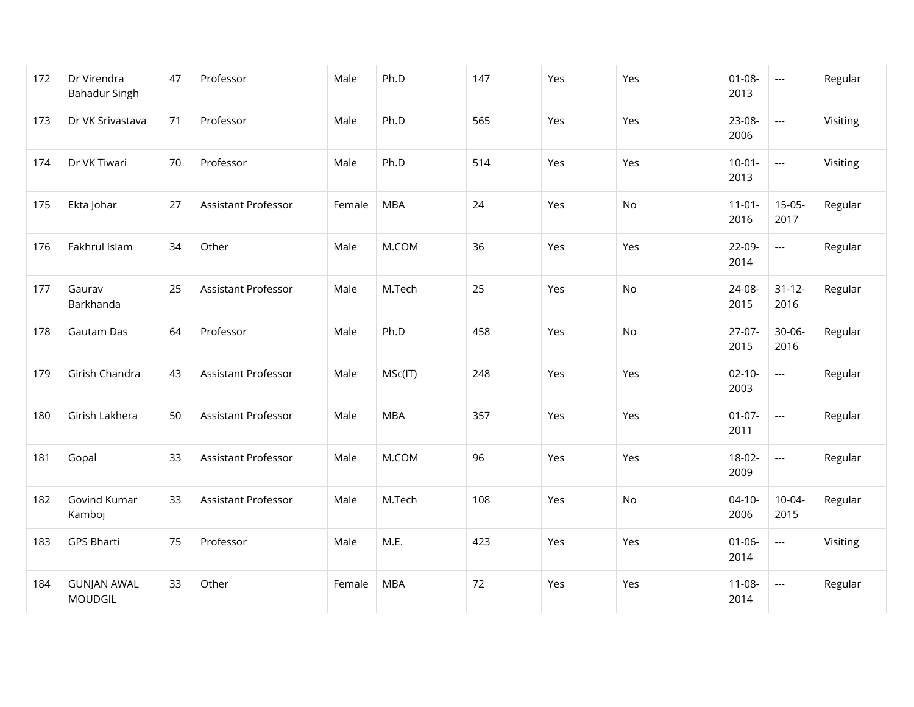| 172 | Dr Virendra Bahadur Singh | 47 | Professor | Male | Ph.D | 147 | Yes | Yes | 01-08-2013 | --- | Regular |
|---|---|---|---|---|---|---|---|---|---|---|---|
| 173 | Dr VK Srivastava | 71 | Professor | Male | Ph.D | 565 | Yes | Yes | 23-08-2006 | --- | Visiting |
| 174 | Dr VK Tiwari | 70 | Professor | Male | Ph.D | 514 | Yes | Yes | 10-01-2013 | --- | Visiting |
| 175 | Ekta Johar | 27 | Assistant Professor | Female | MBA | 24 | Yes | No | 11-01-2016 | 15-05-2017 | Regular |
| 176 | Fakhrul Islam | 34 | Other | Male | M.COM | 36 | Yes | Yes | 22-09-2014 | --- | Regular |
| 177 | Gaurav Barkhanda | 25 | Assistant Professor | Male | M.Tech | 25 | Yes | No | 24-08-2015 | 31-12-2016 | Regular |
| 178 | Gautam Das | 64 | Professor | Male | Ph.D | 458 | Yes | No | 27-07-2015 | 30-06-2016 | Regular |
| 179 | Girish Chandra | 43 | Assistant Professor | Male | MSc(IT) | 248 | Yes | Yes | 02-10-2003 | --- | Regular |
| 180 | Girish Lakhera | 50 | Assistant Professor | Male | MBA | 357 | Yes | Yes | 01-07-2011 | --- | Regular |
| 181 | Gopal | 33 | Assistant Professor | Male | M.COM | 96 | Yes | Yes | 18-02-2009 | --- | Regular |
| 182 | Govind Kumar Kamboj | 33 | Assistant Professor | Male | M.Tech | 108 | Yes | No | 04-10-2006 | 10-04-2015 | Regular |
| 183 | GPS Bharti | 75 | Professor | Male | M.E. | 423 | Yes | Yes | 01-06-2014 | --- | Visiting |
| 184 | GUNJAN AWAL MOUDGIL | 33 | Other | Female | MBA | 72 | Yes | Yes | 11-08-2014 | --- | Regular |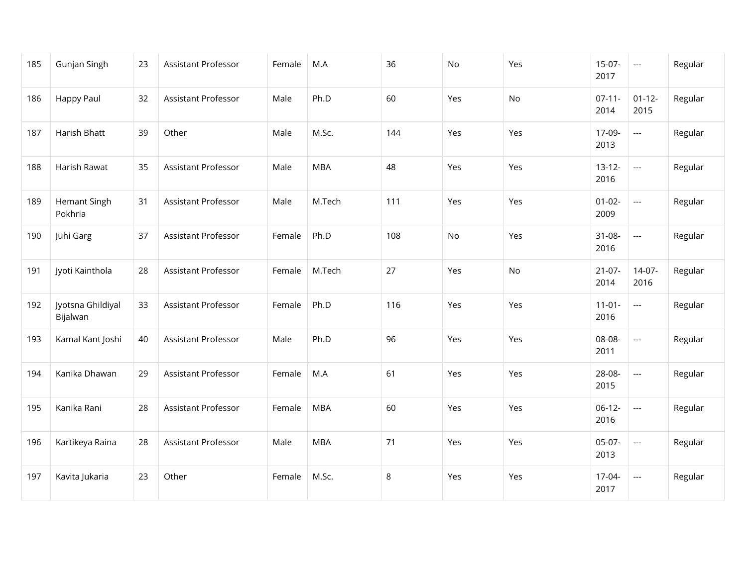| | | | | | | | | | | | |
|---|---|---|---|---|---|---|---|---|---|---|---|
| 185 | Gunjan Singh | 23 | Assistant Professor | Female | M.A | 36 | No | Yes | 15-07-2017 | --- | Regular |
| 186 | Happy Paul | 32 | Assistant Professor | Male | Ph.D | 60 | Yes | No | 07-11-2014 | 01-12-2015 | Regular |
| 187 | Harish Bhatt | 39 | Other | Male | M.Sc. | 144 | Yes | Yes | 17-09-2013 | --- | Regular |
| 188 | Harish Rawat | 35 | Assistant Professor | Male | MBA | 48 | Yes | Yes | 13-12-2016 | --- | Regular |
| 189 | Hemant Singh Pokhria | 31 | Assistant Professor | Male | M.Tech | 111 | Yes | Yes | 01-02-2009 | --- | Regular |
| 190 | Juhi Garg | 37 | Assistant Professor | Female | Ph.D | 108 | No | Yes | 31-08-2016 | --- | Regular |
| 191 | Jyoti Kainthola | 28 | Assistant Professor | Female | M.Tech | 27 | Yes | No | 21-07-2014 | 14-07-2016 | Regular |
| 192 | Jyotsna Ghildiyal Bijalwan | 33 | Assistant Professor | Female | Ph.D | 116 | Yes | Yes | 11-01-2016 | --- | Regular |
| 193 | Kamal Kant Joshi | 40 | Assistant Professor | Male | Ph.D | 96 | Yes | Yes | 08-08-2011 | --- | Regular |
| 194 | Kanika Dhawan | 29 | Assistant Professor | Female | M.A | 61 | Yes | Yes | 28-08-2015 | --- | Regular |
| 195 | Kanika Rani | 28 | Assistant Professor | Female | MBA | 60 | Yes | Yes | 06-12-2016 | --- | Regular |
| 196 | Kartikeya Raina | 28 | Assistant Professor | Male | MBA | 71 | Yes | Yes | 05-07-2013 | --- | Regular |
| 197 | Kavita Jukaria | 23 | Other | Female | M.Sc. | 8 | Yes | Yes | 17-04-2017 | --- | Regular |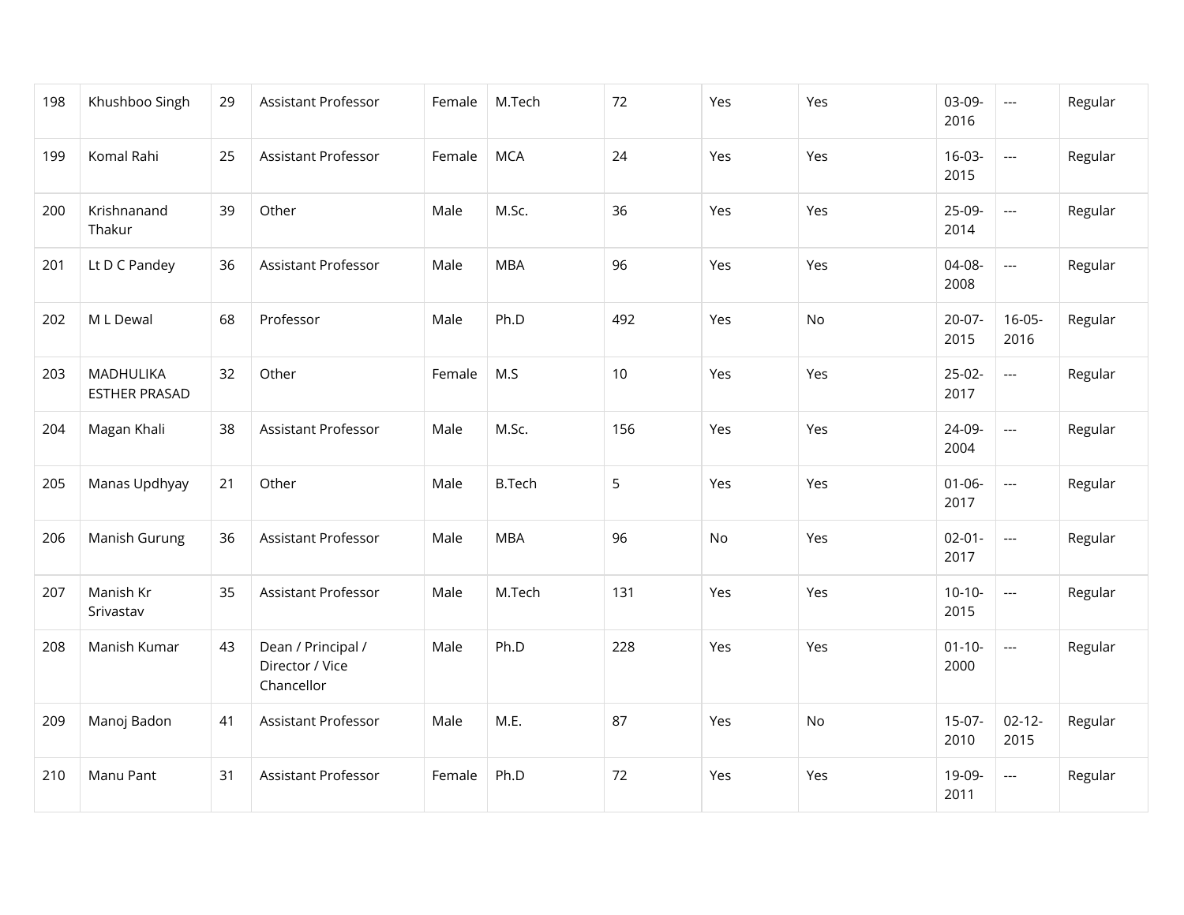| | | | | | | | | | | | |
|---|---|---|---|---|---|---|---|---|---|---|---|
| 198 | Khushboo Singh | 29 | Assistant Professor | Female | M.Tech | 72 | Yes | Yes | 03-09-2016 | --- | Regular |
| 199 | Komal Rahi | 25 | Assistant Professor | Female | MCA | 24 | Yes | Yes | 16-03-2015 | --- | Regular |
| 200 | Krishnanand Thakur | 39 | Other | Male | M.Sc. | 36 | Yes | Yes | 25-09-2014 | --- | Regular |
| 201 | Lt D C Pandey | 36 | Assistant Professor | Male | MBA | 96 | Yes | Yes | 04-08-2008 | --- | Regular |
| 202 | M L Dewal | 68 | Professor | Male | Ph.D | 492 | Yes | No | 20-07-2015 | 16-05-2016 | Regular |
| 203 | MADHULIKA ESTHER PRASAD | 32 | Other | Female | M.S | 10 | Yes | Yes | 25-02-2017 | --- | Regular |
| 204 | Magan Khali | 38 | Assistant Professor | Male | M.Sc. | 156 | Yes | Yes | 24-09-2004 | --- | Regular |
| 205 | Manas Updhyay | 21 | Other | Male | B.Tech | 5 | Yes | Yes | 01-06-2017 | --- | Regular |
| 206 | Manish Gurung | 36 | Assistant Professor | Male | MBA | 96 | No | Yes | 02-01-2017 | --- | Regular |
| 207 | Manish Kr Srivastav | 35 | Assistant Professor | Male | M.Tech | 131 | Yes | Yes | 10-10-2015 | --- | Regular |
| 208 | Manish Kumar | 43 | Dean / Principal / Director / Vice Chancellor | Male | Ph.D | 228 | Yes | Yes | 01-10-2000 | --- | Regular |
| 209 | Manoj Badon | 41 | Assistant Professor | Male | M.E. | 87 | Yes | No | 15-07-2010 | 02-12-2015 | Regular |
| 210 | Manu Pant | 31 | Assistant Professor | Female | Ph.D | 72 | Yes | Yes | 19-09-2011 | --- | Regular |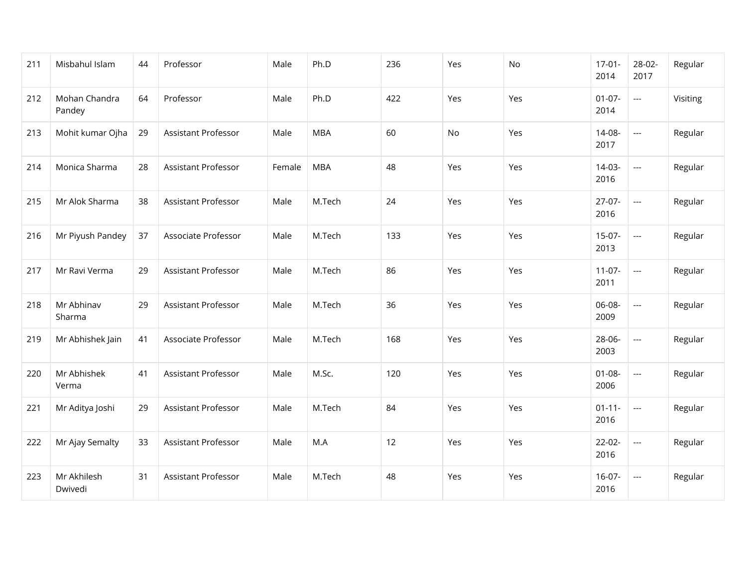| 211 | Misbahul Islam | 44 | Professor | Male | Ph.D | 236 | Yes | No | 17-01-2014 | 28-02-2017 | Regular |
|---|---|---|---|---|---|---|---|---|---|---|---|
| 212 | Mohan Chandra Pandey | 64 | Professor | Male | Ph.D | 422 | Yes | Yes | 01-07-2014 | --- | Visiting |
| 213 | Mohit kumar Ojha | 29 | Assistant Professor | Male | MBA | 60 | No | Yes | 14-08-2017 | --- | Regular |
| 214 | Monica Sharma | 28 | Assistant Professor | Female | MBA | 48 | Yes | Yes | 14-03-2016 | --- | Regular |
| 215 | Mr Alok Sharma | 38 | Assistant Professor | Male | M.Tech | 24 | Yes | Yes | 27-07-2016 | --- | Regular |
| 216 | Mr Piyush Pandey | 37 | Associate Professor | Male | M.Tech | 133 | Yes | Yes | 15-07-2013 | --- | Regular |
| 217 | Mr Ravi Verma | 29 | Assistant Professor | Male | M.Tech | 86 | Yes | Yes | 11-07-2011 | --- | Regular |
| 218 | Mr Abhinav Sharma | 29 | Assistant Professor | Male | M.Tech | 36 | Yes | Yes | 06-08-2009 | --- | Regular |
| 219 | Mr Abhishek Jain | 41 | Associate Professor | Male | M.Tech | 168 | Yes | Yes | 28-06-2003 | --- | Regular |
| 220 | Mr Abhishek Verma | 41 | Assistant Professor | Male | M.Sc. | 120 | Yes | Yes | 01-08-2006 | --- | Regular |
| 221 | Mr Aditya Joshi | 29 | Assistant Professor | Male | M.Tech | 84 | Yes | Yes | 01-11-2016 | --- | Regular |
| 222 | Mr Ajay Semalty | 33 | Assistant Professor | Male | M.A | 12 | Yes | Yes | 22-02-2016 | --- | Regular |
| 223 | Mr Akhilesh Dwivedi | 31 | Assistant Professor | Male | M.Tech | 48 | Yes | Yes | 16-07-2016 | --- | Regular |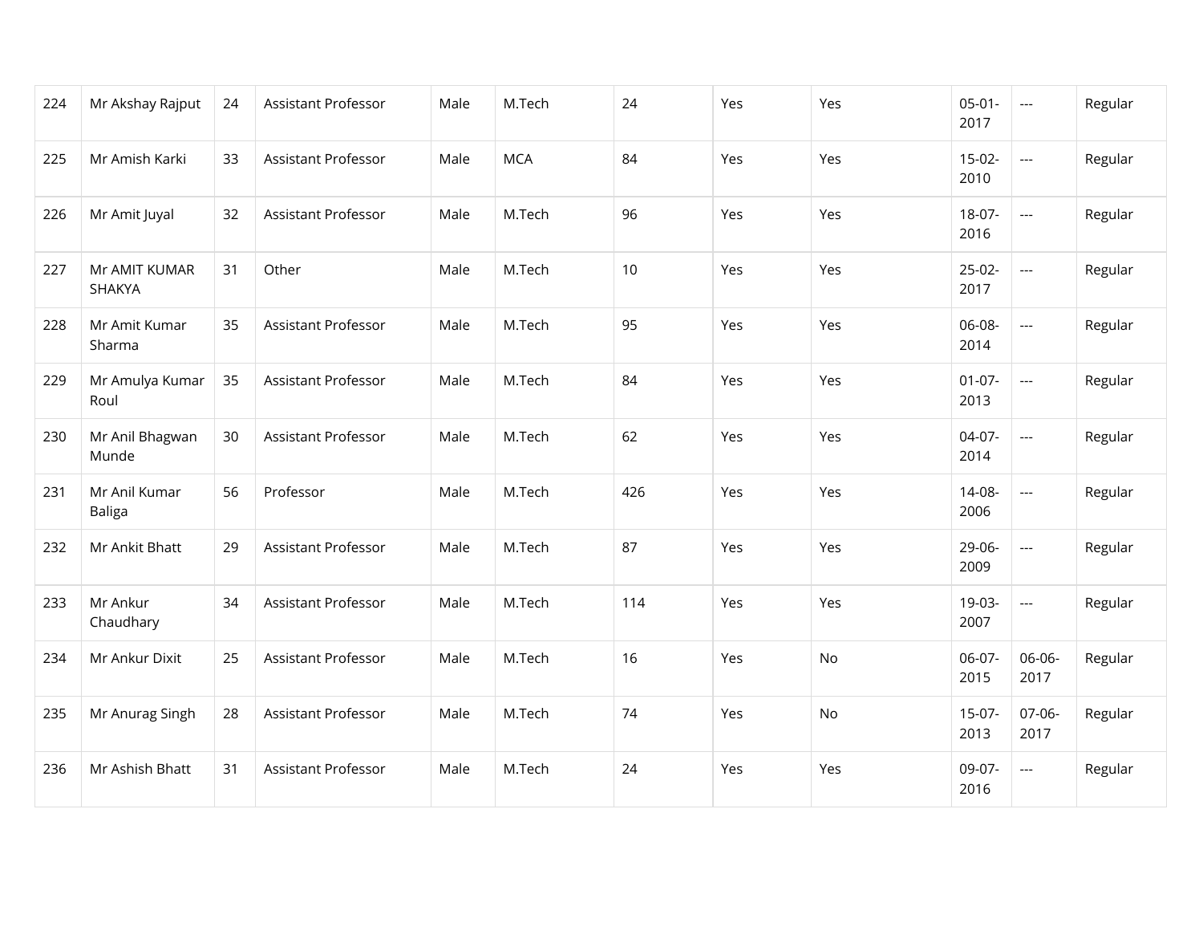| 224 | Mr Akshay Rajput | 24 | Assistant Professor | Male | M.Tech | 24 | Yes | Yes | 05-01-2017 | --- | Regular |
|---|---|---|---|---|---|---|---|---|---|---|---|
| 225 | Mr Amish Karki | 33 | Assistant Professor | Male | MCA | 84 | Yes | Yes | 15-02-2010 | --- | Regular |
| 226 | Mr Amit Juyal | 32 | Assistant Professor | Male | M.Tech | 96 | Yes | Yes | 18-07-2016 | --- | Regular |
| 227 | Mr AMIT KUMAR SHAKYA | 31 | Other | Male | M.Tech | 10 | Yes | Yes | 25-02-2017 | --- | Regular |
| 228 | Mr Amit Kumar Sharma | 35 | Assistant Professor | Male | M.Tech | 95 | Yes | Yes | 06-08-2014 | --- | Regular |
| 229 | Mr Amulya Kumar Roul | 35 | Assistant Professor | Male | M.Tech | 84 | Yes | Yes | 01-07-2013 | --- | Regular |
| 230 | Mr Anil Bhagwan Munde | 30 | Assistant Professor | Male | M.Tech | 62 | Yes | Yes | 04-07-2014 | --- | Regular |
| 231 | Mr Anil Kumar Baliga | 56 | Professor | Male | M.Tech | 426 | Yes | Yes | 14-08-2006 | --- | Regular |
| 232 | Mr Ankit Bhatt | 29 | Assistant Professor | Male | M.Tech | 87 | Yes | Yes | 29-06-2009 | --- | Regular |
| 233 | Mr Ankur Chaudhary | 34 | Assistant Professor | Male | M.Tech | 114 | Yes | Yes | 19-03-2007 | --- | Regular |
| 234 | Mr Ankur Dixit | 25 | Assistant Professor | Male | M.Tech | 16 | Yes | No | 06-07-2015 | 06-06-2017 | Regular |
| 235 | Mr Anurag Singh | 28 | Assistant Professor | Male | M.Tech | 74 | Yes | No | 15-07-2013 | 07-06-2017 | Regular |
| 236 | Mr Ashish Bhatt | 31 | Assistant Professor | Male | M.Tech | 24 | Yes | Yes | 09-07-2016 | --- | Regular |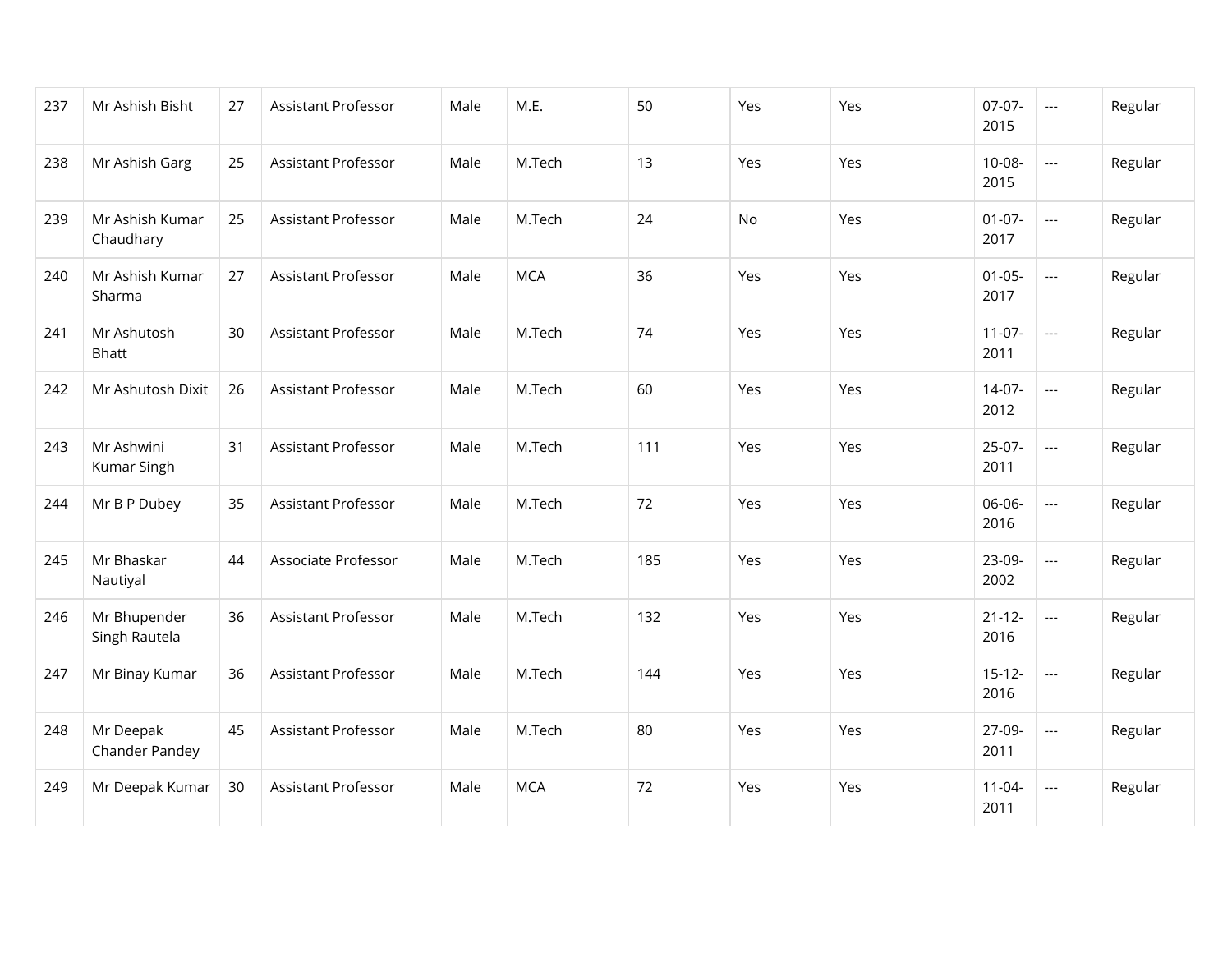| | | | | | | | | | | | |
|---|---|---|---|---|---|---|---|---|---|---|---|
| 237 | Mr Ashish Bisht | 27 | Assistant Professor | Male | M.E. | 50 | Yes | Yes | 07-07-2015 | --- | Regular |
| 238 | Mr Ashish Garg | 25 | Assistant Professor | Male | M.Tech | 13 | Yes | Yes | 10-08-2015 | --- | Regular |
| 239 | Mr Ashish Kumar Chaudhary | 25 | Assistant Professor | Male | M.Tech | 24 | No | Yes | 01-07-2017 | --- | Regular |
| 240 | Mr Ashish Kumar Sharma | 27 | Assistant Professor | Male | MCA | 36 | Yes | Yes | 01-05-2017 | --- | Regular |
| 241 | Mr Ashutosh Bhatt | 30 | Assistant Professor | Male | M.Tech | 74 | Yes | Yes | 11-07-2011 | --- | Regular |
| 242 | Mr Ashutosh Dixit | 26 | Assistant Professor | Male | M.Tech | 60 | Yes | Yes | 14-07-2012 | --- | Regular |
| 243 | Mr Ashwini Kumar Singh | 31 | Assistant Professor | Male | M.Tech | 111 | Yes | Yes | 25-07-2011 | --- | Regular |
| 244 | Mr B P Dubey | 35 | Assistant Professor | Male | M.Tech | 72 | Yes | Yes | 06-06-2016 | --- | Regular |
| 245 | Mr Bhaskar Nautiyal | 44 | Associate Professor | Male | M.Tech | 185 | Yes | Yes | 23-09-2002 | --- | Regular |
| 246 | Mr Bhupender Singh Rautela | 36 | Assistant Professor | Male | M.Tech | 132 | Yes | Yes | 21-12-2016 | --- | Regular |
| 247 | Mr Binay Kumar | 36 | Assistant Professor | Male | M.Tech | 144 | Yes | Yes | 15-12-2016 | --- | Regular |
| 248 | Mr Deepak Chander Pandey | 45 | Assistant Professor | Male | M.Tech | 80 | Yes | Yes | 27-09-2011 | --- | Regular |
| 249 | Mr Deepak Kumar | 30 | Assistant Professor | Male | MCA | 72 | Yes | Yes | 11-04-2011 | --- | Regular |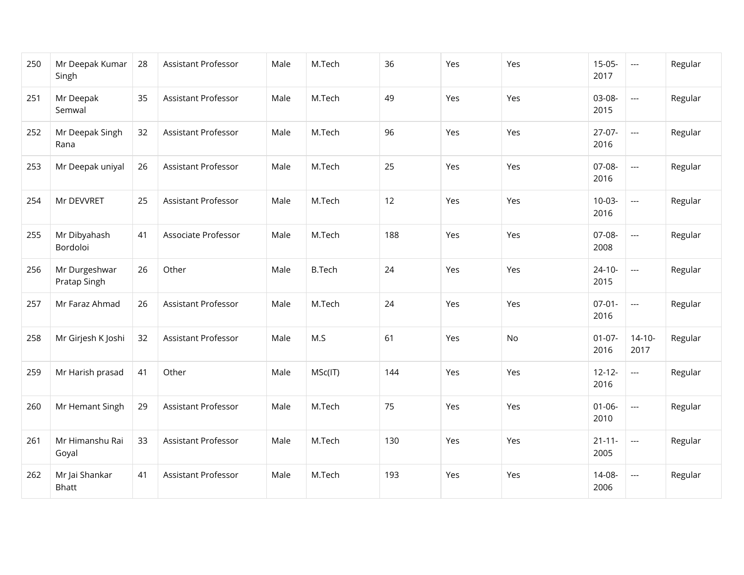| | | | | | | | | | | | |
|---|---|---|---|---|---|---|---|---|---|---|---|
| 250 | Mr Deepak Kumar Singh | 28 | Assistant Professor | Male | M.Tech | 36 | Yes | Yes | 15-05-2017 | --- | Regular |
| 251 | Mr Deepak Semwal | 35 | Assistant Professor | Male | M.Tech | 49 | Yes | Yes | 03-08-2015 | --- | Regular |
| 252 | Mr Deepak Singh Rana | 32 | Assistant Professor | Male | M.Tech | 96 | Yes | Yes | 27-07-2016 | --- | Regular |
| 253 | Mr Deepak uniyal | 26 | Assistant Professor | Male | M.Tech | 25 | Yes | Yes | 07-08-2016 | --- | Regular |
| 254 | Mr DEVVRET | 25 | Assistant Professor | Male | M.Tech | 12 | Yes | Yes | 10-03-2016 | --- | Regular |
| 255 | Mr Dibyahash Bordoloi | 41 | Associate Professor | Male | M.Tech | 188 | Yes | Yes | 07-08-2008 | --- | Regular |
| 256 | Mr Durgeshwar Pratap Singh | 26 | Other | Male | B.Tech | 24 | Yes | Yes | 24-10-2015 | --- | Regular |
| 257 | Mr Faraz Ahmad | 26 | Assistant Professor | Male | M.Tech | 24 | Yes | Yes | 07-01-2016 | --- | Regular |
| 258 | Mr Girjesh K Joshi | 32 | Assistant Professor | Male | M.S | 61 | Yes | No | 01-07-2016 | 14-10-2017 | Regular |
| 259 | Mr Harish prasad | 41 | Other | Male | MSc(IT) | 144 | Yes | Yes | 12-12-2016 | --- | Regular |
| 260 | Mr Hemant Singh | 29 | Assistant Professor | Male | M.Tech | 75 | Yes | Yes | 01-06-2010 | --- | Regular |
| 261 | Mr Himanshu Rai Goyal | 33 | Assistant Professor | Male | M.Tech | 130 | Yes | Yes | 21-11-2005 | --- | Regular |
| 262 | Mr Jai Shankar Bhatt | 41 | Assistant Professor | Male | M.Tech | 193 | Yes | Yes | 14-08-2006 | --- | Regular |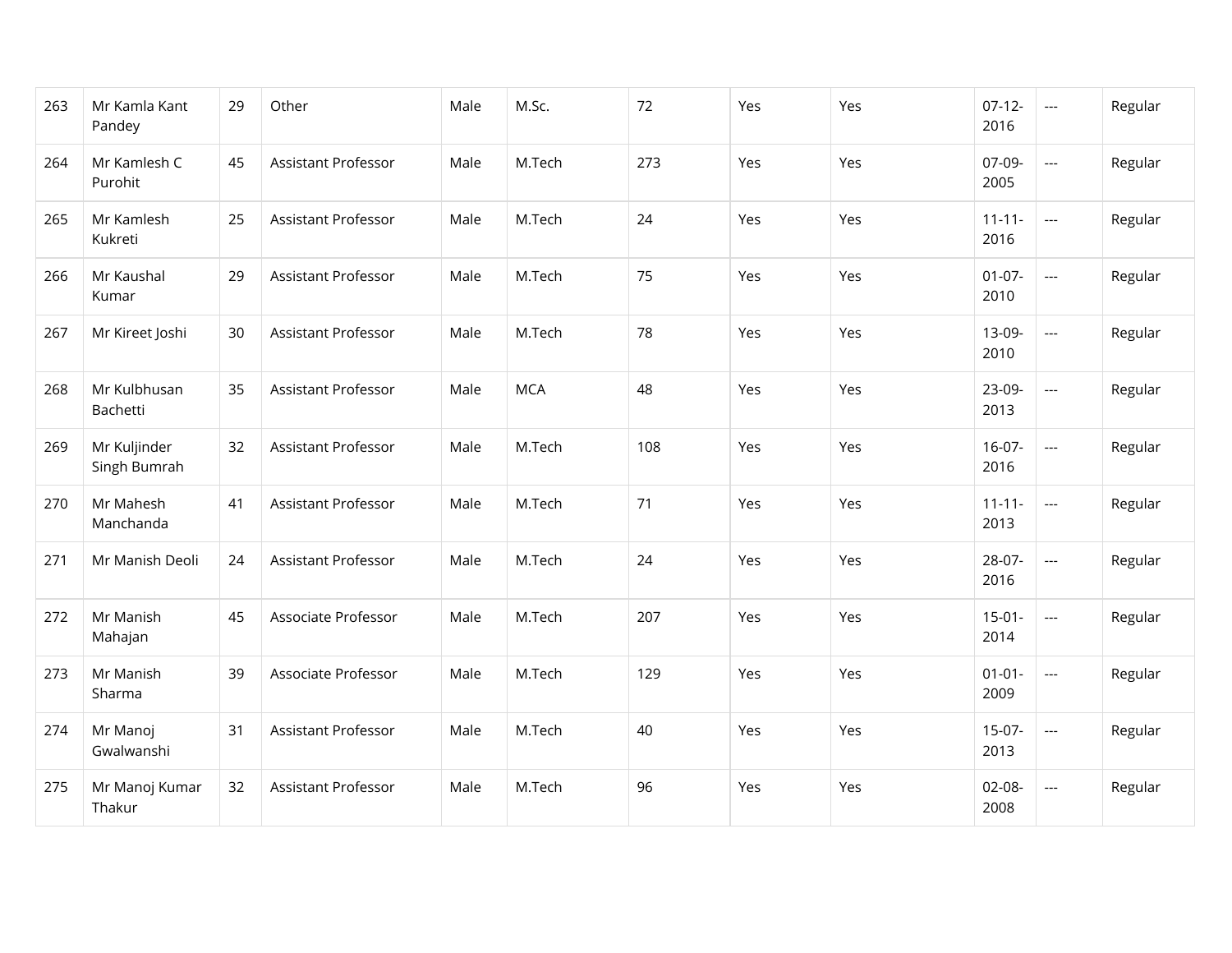| | | | | | | | | | | | |
|---|---|---|---|---|---|---|---|---|---|---|---|
| 263 | Mr Kamla Kant Pandey | 29 | Other | Male | M.Sc. | 72 | Yes | Yes | 07-12-2016 | --- | Regular |
| 264 | Mr Kamlesh C Purohit | 45 | Assistant Professor | Male | M.Tech | 273 | Yes | Yes | 07-09-2005 | --- | Regular |
| 265 | Mr Kamlesh Kukreti | 25 | Assistant Professor | Male | M.Tech | 24 | Yes | Yes | 11-11-2016 | --- | Regular |
| 266 | Mr Kaushal Kumar | 29 | Assistant Professor | Male | M.Tech | 75 | Yes | Yes | 01-07-2010 | --- | Regular |
| 267 | Mr Kireet Joshi | 30 | Assistant Professor | Male | M.Tech | 78 | Yes | Yes | 13-09-2010 | --- | Regular |
| 268 | Mr Kulbhusan Bachetti | 35 | Assistant Professor | Male | MCA | 48 | Yes | Yes | 23-09-2013 | --- | Regular |
| 269 | Mr Kuljinder Singh Bumrah | 32 | Assistant Professor | Male | M.Tech | 108 | Yes | Yes | 16-07-2016 | --- | Regular |
| 270 | Mr Mahesh Manchanda | 41 | Assistant Professor | Male | M.Tech | 71 | Yes | Yes | 11-11-2013 | --- | Regular |
| 271 | Mr Manish Deoli | 24 | Assistant Professor | Male | M.Tech | 24 | Yes | Yes | 28-07-2016 | --- | Regular |
| 272 | Mr Manish Mahajan | 45 | Associate Professor | Male | M.Tech | 207 | Yes | Yes | 15-01-2014 | --- | Regular |
| 273 | Mr Manish Sharma | 39 | Associate Professor | Male | M.Tech | 129 | Yes | Yes | 01-01-2009 | --- | Regular |
| 274 | Mr Manoj Gwalwanshi | 31 | Assistant Professor | Male | M.Tech | 40 | Yes | Yes | 15-07-2013 | --- | Regular |
| 275 | Mr Manoj Kumar Thakur | 32 | Assistant Professor | Male | M.Tech | 96 | Yes | Yes | 02-08-2008 | --- | Regular |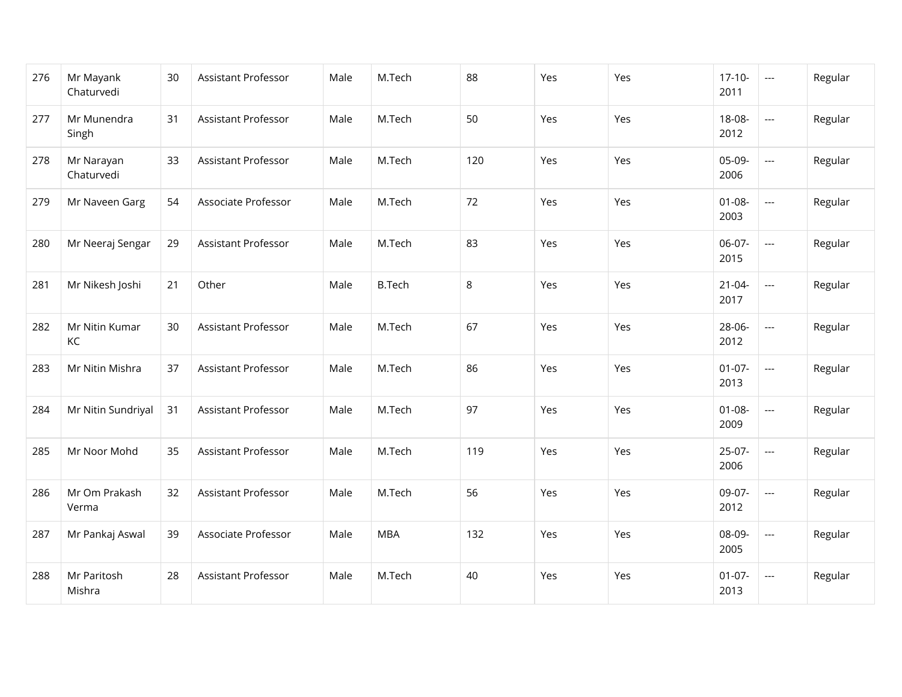| 276 | Mr Mayank Chaturvedi | 30 | Assistant Professor | Male | M.Tech | 88 | Yes | Yes | 17-10-2011 | --- | Regular |
|---|---|---|---|---|---|---|---|---|---|---|---|
| 277 | Mr Munendra Singh | 31 | Assistant Professor | Male | M.Tech | 50 | Yes | Yes | 18-08-2012 | --- | Regular |
| 278 | Mr Narayan Chaturvedi | 33 | Assistant Professor | Male | M.Tech | 120 | Yes | Yes | 05-09-2006 | --- | Regular |
| 279 | Mr Naveen Garg | 54 | Associate Professor | Male | M.Tech | 72 | Yes | Yes | 01-08-2003 | --- | Regular |
| 280 | Mr Neeraj Sengar | 29 | Assistant Professor | Male | M.Tech | 83 | Yes | Yes | 06-07-2015 | --- | Regular |
| 281 | Mr Nikesh Joshi | 21 | Other | Male | B.Tech | 8 | Yes | Yes | 21-04-2017 | --- | Regular |
| 282 | Mr Nitin Kumar KC | 30 | Assistant Professor | Male | M.Tech | 67 | Yes | Yes | 28-06-2012 | --- | Regular |
| 283 | Mr Nitin Mishra | 37 | Assistant Professor | Male | M.Tech | 86 | Yes | Yes | 01-07-2013 | --- | Regular |
| 284 | Mr Nitin Sundriyal | 31 | Assistant Professor | Male | M.Tech | 97 | Yes | Yes | 01-08-2009 | --- | Regular |
| 285 | Mr Noor Mohd | 35 | Assistant Professor | Male | M.Tech | 119 | Yes | Yes | 25-07-2006 | --- | Regular |
| 286 | Mr Om Prakash Verma | 32 | Assistant Professor | Male | M.Tech | 56 | Yes | Yes | 09-07-2012 | --- | Regular |
| 287 | Mr Pankaj Aswal | 39 | Associate Professor | Male | MBA | 132 | Yes | Yes | 08-09-2005 | --- | Regular |
| 288 | Mr Paritosh Mishra | 28 | Assistant Professor | Male | M.Tech | 40 | Yes | Yes | 01-07-2013 | --- | Regular |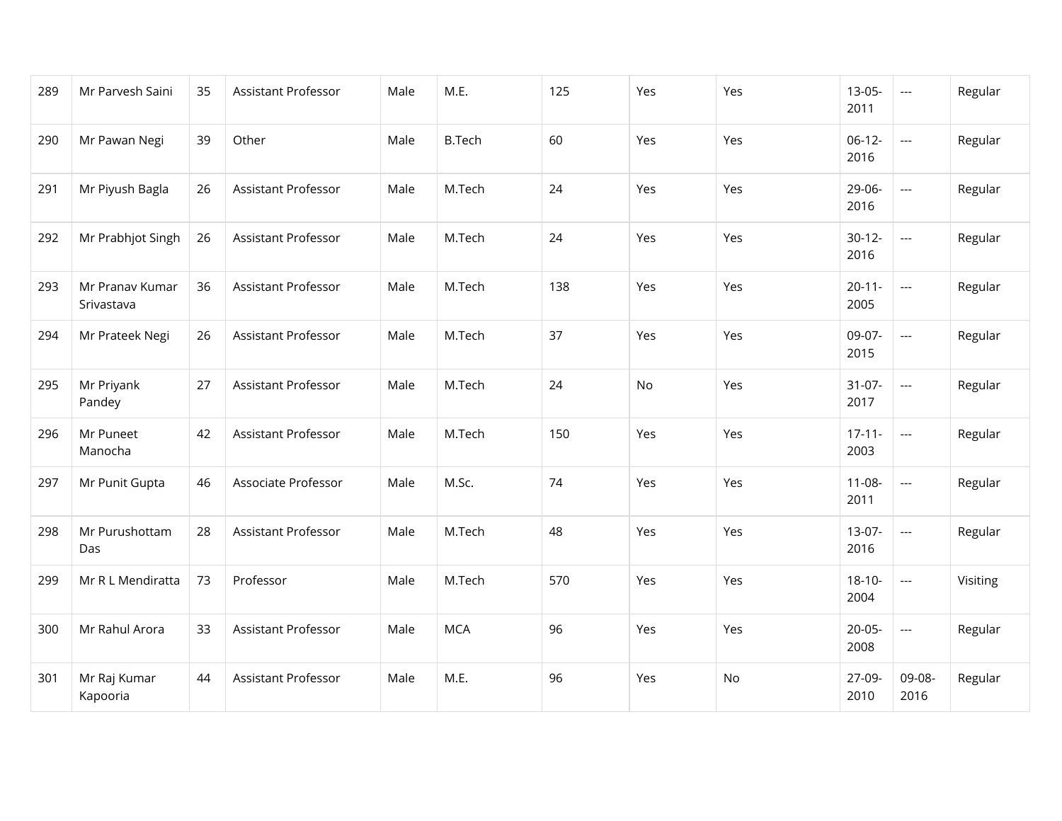| 289 | Mr Parvesh Saini | 35 | Assistant Professor | Male | M.E. | 125 | Yes | Yes | 13-05-2011 | --- | Regular |
|---|---|---|---|---|---|---|---|---|---|---|---|
| 290 | Mr Pawan Negi | 39 | Other | Male | B.Tech | 60 | Yes | Yes | 06-12-2016 | --- | Regular |
| 291 | Mr Piyush Bagla | 26 | Assistant Professor | Male | M.Tech | 24 | Yes | Yes | 29-06-2016 | --- | Regular |
| 292 | Mr Prabhjot Singh | 26 | Assistant Professor | Male | M.Tech | 24 | Yes | Yes | 30-12-2016 | --- | Regular |
| 293 | Mr Pranav Kumar Srivastava | 36 | Assistant Professor | Male | M.Tech | 138 | Yes | Yes | 20-11-2005 | --- | Regular |
| 294 | Mr Prateek Negi | 26 | Assistant Professor | Male | M.Tech | 37 | Yes | Yes | 09-07-2015 | --- | Regular |
| 295 | Mr Priyank Pandey | 27 | Assistant Professor | Male | M.Tech | 24 | No | Yes | 31-07-2017 | --- | Regular |
| 296 | Mr Puneet Manocha | 42 | Assistant Professor | Male | M.Tech | 150 | Yes | Yes | 17-11-2003 | --- | Regular |
| 297 | Mr Punit Gupta | 46 | Associate Professor | Male | M.Sc. | 74 | Yes | Yes | 11-08-2011 | --- | Regular |
| 298 | Mr Purushottam Das | 28 | Assistant Professor | Male | M.Tech | 48 | Yes | Yes | 13-07-2016 | --- | Regular |
| 299 | Mr R L Mendiratta | 73 | Professor | Male | M.Tech | 570 | Yes | Yes | 18-10-2004 | --- | Visiting |
| 300 | Mr Rahul Arora | 33 | Assistant Professor | Male | MCA | 96 | Yes | Yes | 20-05-2008 | --- | Regular |
| 301 | Mr Raj Kumar Kapooria | 44 | Assistant Professor | Male | M.E. | 96 | Yes | No | 27-09-2010 | 09-08-2016 | Regular |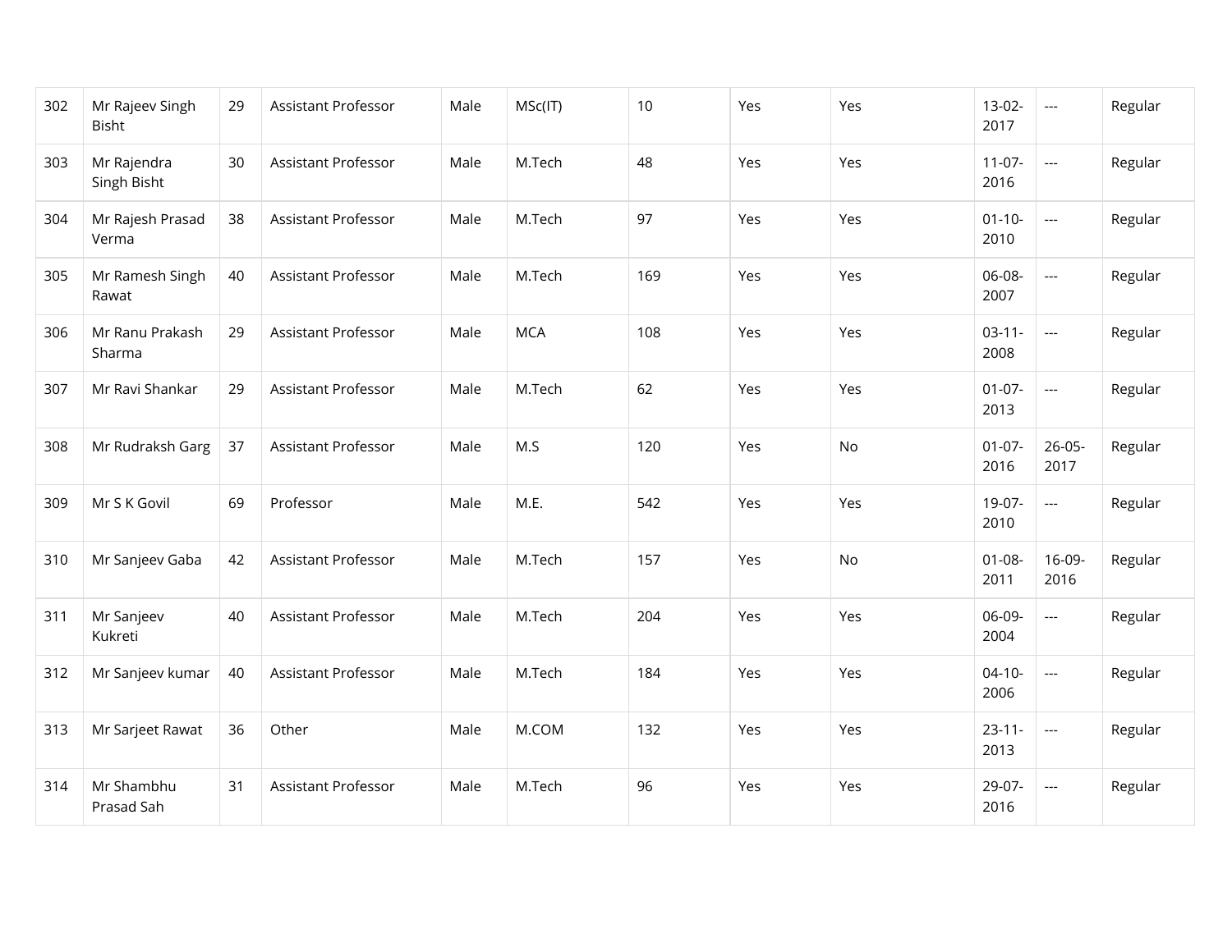| | | | | | | | | | | | |
|---|---|---|---|---|---|---|---|---|---|---|---|
| 302 | Mr Rajeev Singh Bisht | 29 | Assistant Professor | Male | MSc(IT) | 10 | Yes | Yes | 13-02-2017 | --- | Regular |
| 303 | Mr Rajendra Singh Bisht | 30 | Assistant Professor | Male | M.Tech | 48 | Yes | Yes | 11-07-2016 | --- | Regular |
| 304 | Mr Rajesh Prasad Verma | 38 | Assistant Professor | Male | M.Tech | 97 | Yes | Yes | 01-10-2010 | --- | Regular |
| 305 | Mr Ramesh Singh Rawat | 40 | Assistant Professor | Male | M.Tech | 169 | Yes | Yes | 06-08-2007 | --- | Regular |
| 306 | Mr Ranu Prakash Sharma | 29 | Assistant Professor | Male | MCA | 108 | Yes | Yes | 03-11-2008 | --- | Regular |
| 307 | Mr Ravi Shankar | 29 | Assistant Professor | Male | M.Tech | 62 | Yes | Yes | 01-07-2013 | --- | Regular |
| 308 | Mr Rudraksh Garg | 37 | Assistant Professor | Male | M.S | 120 | Yes | No | 01-07-2016 | 26-05-2017 | Regular |
| 309 | Mr S K Govil | 69 | Professor | Male | M.E. | 542 | Yes | Yes | 19-07-2010 | --- | Regular |
| 310 | Mr Sanjeev Gaba | 42 | Assistant Professor | Male | M.Tech | 157 | Yes | No | 01-08-2011 | 16-09-2016 | Regular |
| 311 | Mr Sanjeev Kukreti | 40 | Assistant Professor | Male | M.Tech | 204 | Yes | Yes | 06-09-2004 | --- | Regular |
| 312 | Mr Sanjeev kumar | 40 | Assistant Professor | Male | M.Tech | 184 | Yes | Yes | 04-10-2006 | --- | Regular |
| 313 | Mr Sarjeet Rawat | 36 | Other | Male | M.COM | 132 | Yes | Yes | 23-11-2013 | --- | Regular |
| 314 | Mr Shambhu Prasad Sah | 31 | Assistant Professor | Male | M.Tech | 96 | Yes | Yes | 29-07-2016 | --- | Regular |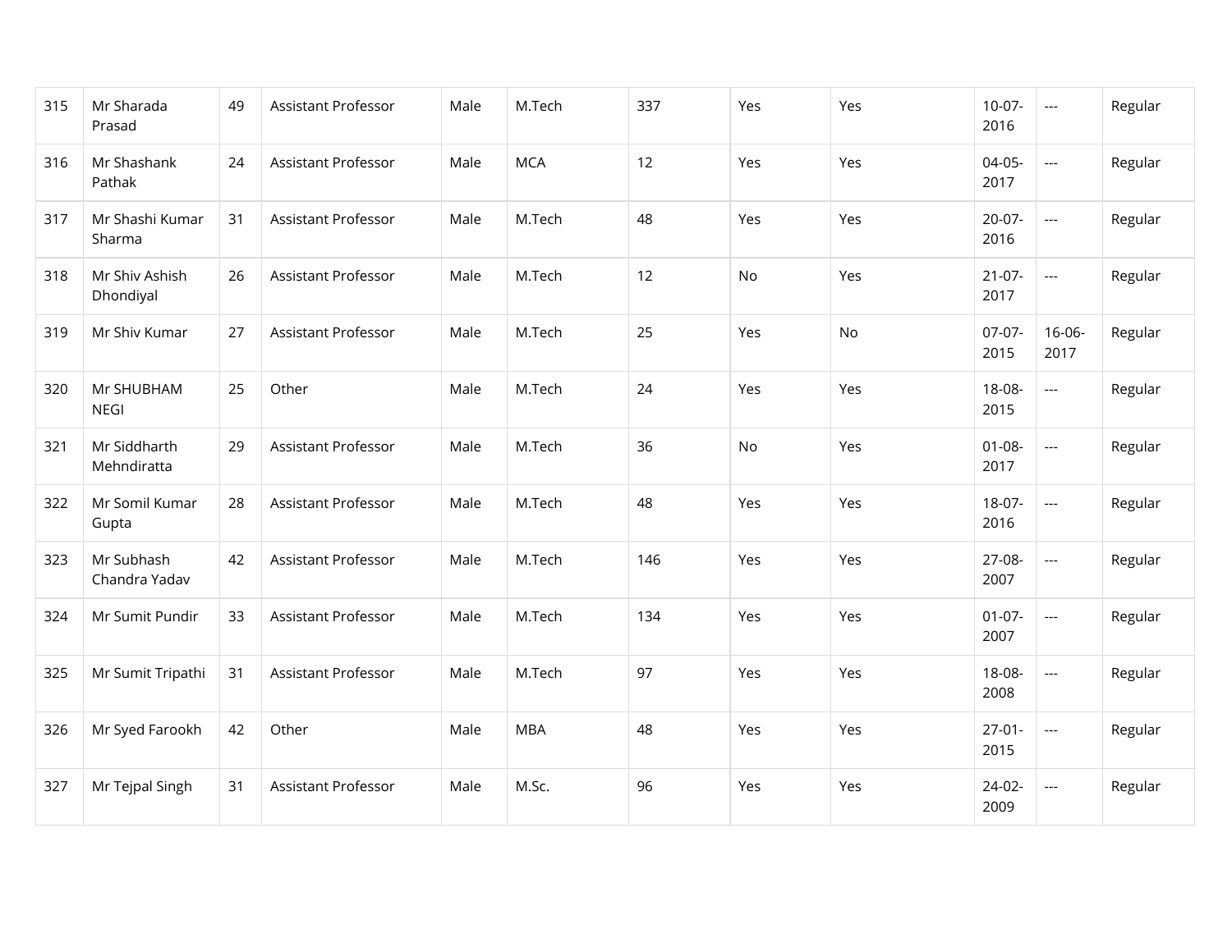| 315 | Mr Sharada Prasad | 49 | Assistant Professor | Male | M.Tech | 337 | Yes | Yes | 10-07-2016 | --- | Regular |
|---|---|---|---|---|---|---|---|---|---|---|---|
| 316 | Mr Shashank Pathak | 24 | Assistant Professor | Male | MCA | 12 | Yes | Yes | 04-05-2017 | --- | Regular |
| 317 | Mr Shashi Kumar Sharma | 31 | Assistant Professor | Male | M.Tech | 48 | Yes | Yes | 20-07-2016 | --- | Regular |
| 318 | Mr Shiv Ashish Dhondiyal | 26 | Assistant Professor | Male | M.Tech | 12 | No | Yes | 21-07-2017 | --- | Regular |
| 319 | Mr Shiv Kumar | 27 | Assistant Professor | Male | M.Tech | 25 | Yes | No | 07-07-2015 | 16-06-2017 | Regular |
| 320 | Mr SHUBHAM NEGI | 25 | Other | Male | M.Tech | 24 | Yes | Yes | 18-08-2015 | --- | Regular |
| 321 | Mr Siddharth Mehndiratta | 29 | Assistant Professor | Male | M.Tech | 36 | No | Yes | 01-08-2017 | --- | Regular |
| 322 | Mr Somil Kumar Gupta | 28 | Assistant Professor | Male | M.Tech | 48 | Yes | Yes | 18-07-2016 | --- | Regular |
| 323 | Mr Subhash Chandra Yadav | 42 | Assistant Professor | Male | M.Tech | 146 | Yes | Yes | 27-08-2007 | --- | Regular |
| 324 | Mr Sumit Pundir | 33 | Assistant Professor | Male | M.Tech | 134 | Yes | Yes | 01-07-2007 | --- | Regular |
| 325 | Mr Sumit Tripathi | 31 | Assistant Professor | Male | M.Tech | 97 | Yes | Yes | 18-08-2008 | --- | Regular |
| 326 | Mr Syed Farookh | 42 | Other | Male | MBA | 48 | Yes | Yes | 27-01-2015 | --- | Regular |
| 327 | Mr Tejpal Singh | 31 | Assistant Professor | Male | M.Sc. | 96 | Yes | Yes | 24-02-2009 | --- | Regular |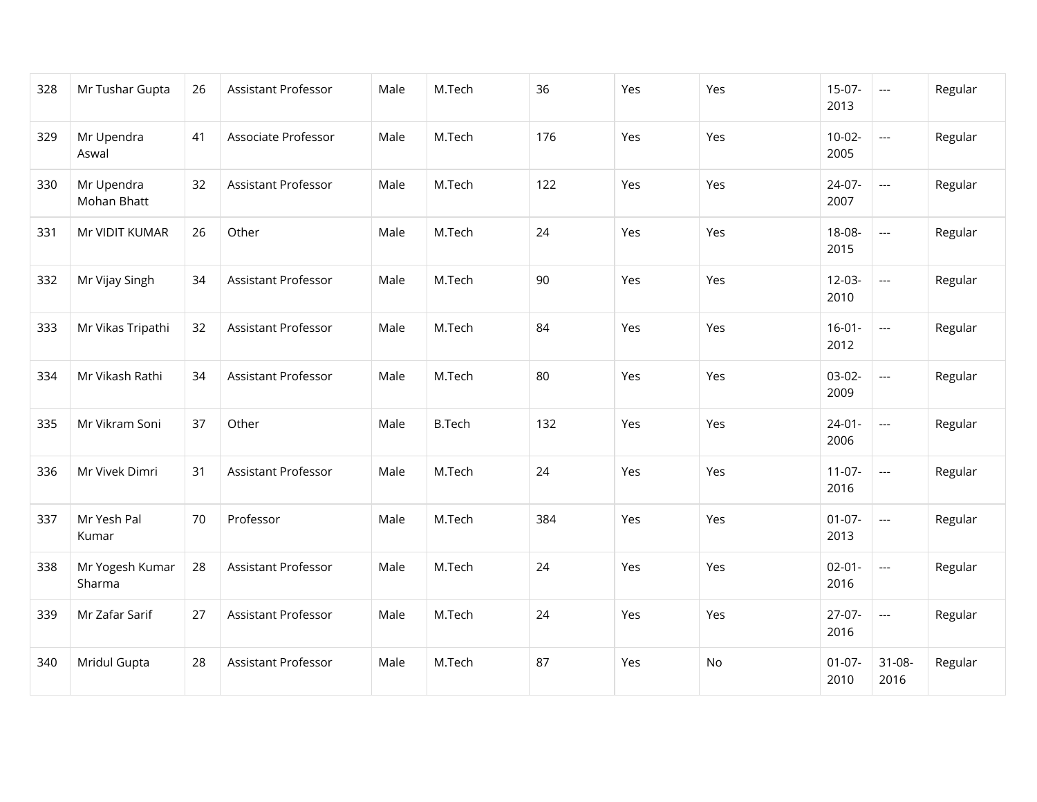| 328 | Mr Tushar Gupta | 26 | Assistant Professor | Male | M.Tech | 36 | Yes | Yes | 15-07-2013 | --- | Regular |
|---|---|---|---|---|---|---|---|---|---|---|---|
| 329 | Mr Upendra Aswal | 41 | Associate Professor | Male | M.Tech | 176 | Yes | Yes | 10-02-2005 | --- | Regular |
| 330 | Mr Upendra Mohan Bhatt | 32 | Assistant Professor | Male | M.Tech | 122 | Yes | Yes | 24-07-2007 | --- | Regular |
| 331 | Mr VIDIT KUMAR | 26 | Other | Male | M.Tech | 24 | Yes | Yes | 18-08-2015 | --- | Regular |
| 332 | Mr Vijay Singh | 34 | Assistant Professor | Male | M.Tech | 90 | Yes | Yes | 12-03-2010 | --- | Regular |
| 333 | Mr Vikas Tripathi | 32 | Assistant Professor | Male | M.Tech | 84 | Yes | Yes | 16-01-2012 | --- | Regular |
| 334 | Mr Vikash Rathi | 34 | Assistant Professor | Male | M.Tech | 80 | Yes | Yes | 03-02-2009 | --- | Regular |
| 335 | Mr Vikram Soni | 37 | Other | Male | B.Tech | 132 | Yes | Yes | 24-01-2006 | --- | Regular |
| 336 | Mr Vivek Dimri | 31 | Assistant Professor | Male | M.Tech | 24 | Yes | Yes | 11-07-2016 | --- | Regular |
| 337 | Mr Yesh Pal Kumar | 70 | Professor | Male | M.Tech | 384 | Yes | Yes | 01-07-2013 | --- | Regular |
| 338 | Mr Yogesh Kumar Sharma | 28 | Assistant Professor | Male | M.Tech | 24 | Yes | Yes | 02-01-2016 | --- | Regular |
| 339 | Mr Zafar Sarif | 27 | Assistant Professor | Male | M.Tech | 24 | Yes | Yes | 27-07-2016 | --- | Regular |
| 340 | Mridul Gupta | 28 | Assistant Professor | Male | M.Tech | 87 | Yes | No | 01-07-2010 | 31-08-2016 | Regular |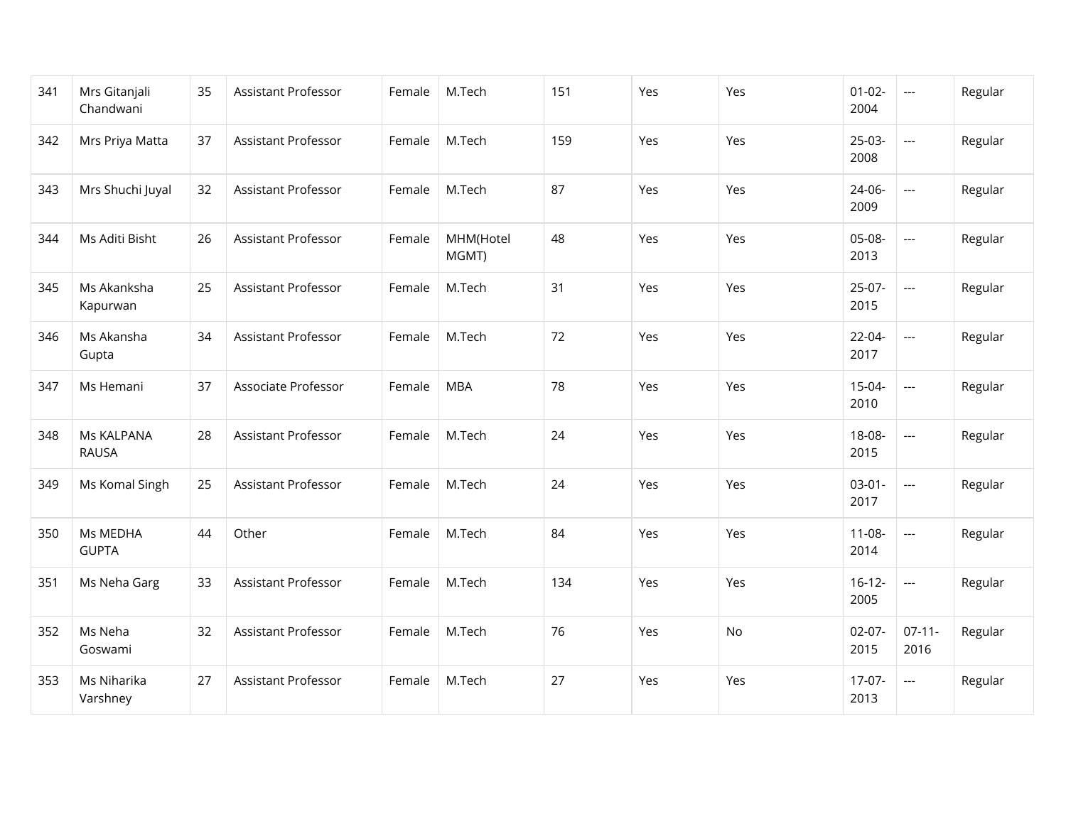| 341 | Mrs Gitanjali Chandwani | 35 | Assistant Professor | Female | M.Tech | 151 | Yes | Yes | 01-02-2004 | --- | Regular |
|---|---|---|---|---|---|---|---|---|---|---|---|
| 342 | Mrs Priya Matta | 37 | Assistant Professor | Female | M.Tech | 159 | Yes | Yes | 25-03-2008 | --- | Regular |
| 343 | Mrs Shuchi Juyal | 32 | Assistant Professor | Female | M.Tech | 87 | Yes | Yes | 24-06-2009 | --- | Regular |
| 344 | Ms Aditi Bisht | 26 | Assistant Professor | Female | MHM(Hotel MGMT) | 48 | Yes | Yes | 05-08-2013 | --- | Regular |
| 345 | Ms Akanksha Kapurwan | 25 | Assistant Professor | Female | M.Tech | 31 | Yes | Yes | 25-07-2015 | --- | Regular |
| 346 | Ms Akansha Gupta | 34 | Assistant Professor | Female | M.Tech | 72 | Yes | Yes | 22-04-2017 | --- | Regular |
| 347 | Ms Hemani | 37 | Associate Professor | Female | MBA | 78 | Yes | Yes | 15-04-2010 | --- | Regular |
| 348 | Ms KALPANA RAUSA | 28 | Assistant Professor | Female | M.Tech | 24 | Yes | Yes | 18-08-2015 | --- | Regular |
| 349 | Ms Komal Singh | 25 | Assistant Professor | Female | M.Tech | 24 | Yes | Yes | 03-01-2017 | --- | Regular |
| 350 | Ms MEDHA GUPTA | 44 | Other | Female | M.Tech | 84 | Yes | Yes | 11-08-2014 | --- | Regular |
| 351 | Ms Neha Garg | 33 | Assistant Professor | Female | M.Tech | 134 | Yes | Yes | 16-12-2005 | --- | Regular |
| 352 | Ms Neha Goswami | 32 | Assistant Professor | Female | M.Tech | 76 | Yes | No | 02-07-2015 | 07-11-2016 | Regular |
| 353 | Ms Niharika Varshney | 27 | Assistant Professor | Female | M.Tech | 27 | Yes | Yes | 17-07-2013 | --- | Regular |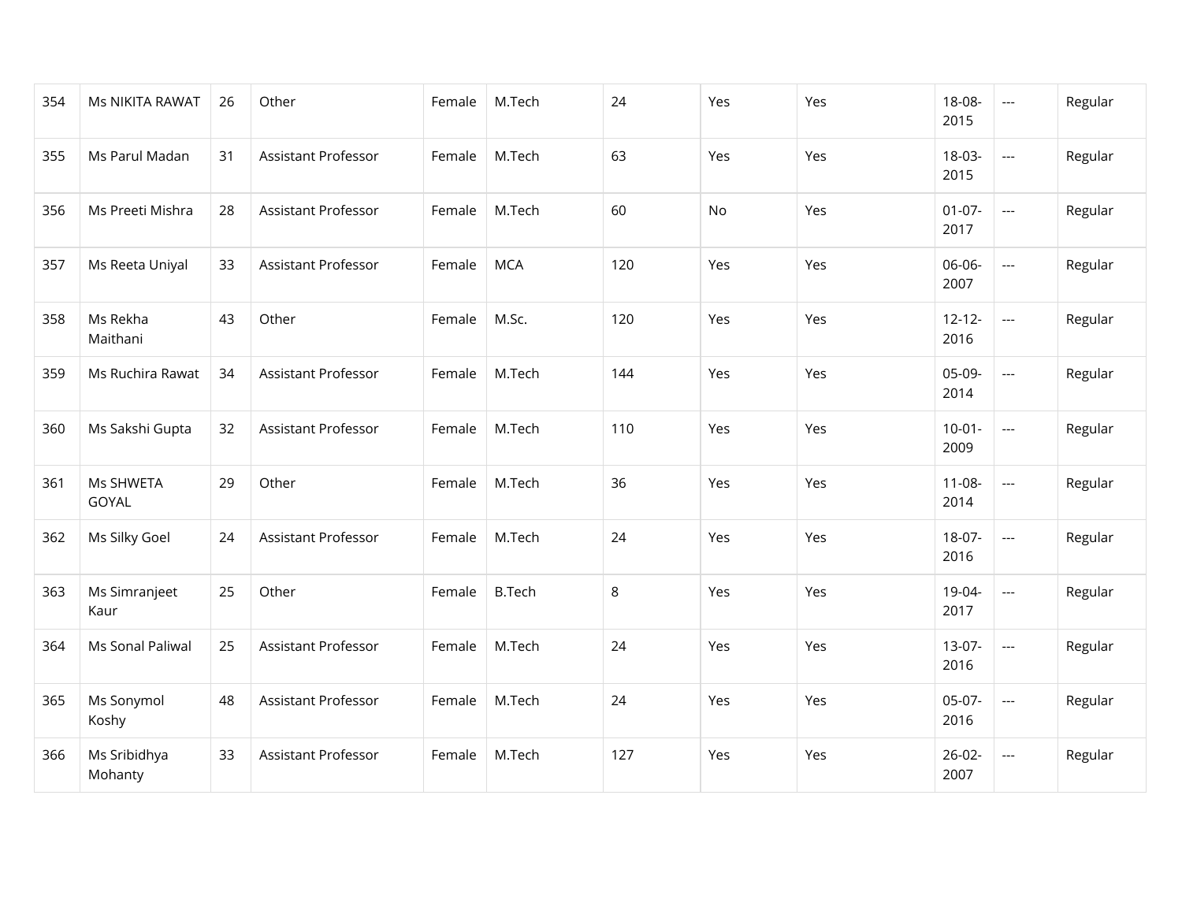| 354 | Ms NIKITA RAWAT | 26 | Other | Female | M.Tech | 24 | Yes | Yes | 18-08-2015 | --- | Regular |
|---|---|---|---|---|---|---|---|---|---|---|---|
| 355 | Ms Parul Madan | 31 | Assistant Professor | Female | M.Tech | 63 | Yes | Yes | 18-03-2015 | --- | Regular |
| 356 | Ms Preeti Mishra | 28 | Assistant Professor | Female | M.Tech | 60 | No | Yes | 01-07-2017 | --- | Regular |
| 357 | Ms Reeta Uniyal | 33 | Assistant Professor | Female | MCA | 120 | Yes | Yes | 06-06-2007 | --- | Regular |
| 358 | Ms Rekha Maithani | 43 | Other | Female | M.Sc. | 120 | Yes | Yes | 12-12-2016 | --- | Regular |
| 359 | Ms Ruchira Rawat | 34 | Assistant Professor | Female | M.Tech | 144 | Yes | Yes | 05-09-2014 | --- | Regular |
| 360 | Ms Sakshi Gupta | 32 | Assistant Professor | Female | M.Tech | 110 | Yes | Yes | 10-01-2009 | --- | Regular |
| 361 | Ms SHWETA GOYAL | 29 | Other | Female | M.Tech | 36 | Yes | Yes | 11-08-2014 | --- | Regular |
| 362 | Ms Silky Goel | 24 | Assistant Professor | Female | M.Tech | 24 | Yes | Yes | 18-07-2016 | --- | Regular |
| 363 | Ms Simranjeet Kaur | 25 | Other | Female | B.Tech | 8 | Yes | Yes | 19-04-2017 | --- | Regular |
| 364 | Ms Sonal Paliwal | 25 | Assistant Professor | Female | M.Tech | 24 | Yes | Yes | 13-07-2016 | --- | Regular |
| 365 | Ms Sonymol Koshy | 48 | Assistant Professor | Female | M.Tech | 24 | Yes | Yes | 05-07-2016 | --- | Regular |
| 366 | Ms Sribidhya Mohanty | 33 | Assistant Professor | Female | M.Tech | 127 | Yes | Yes | 26-02-2007 | --- | Regular |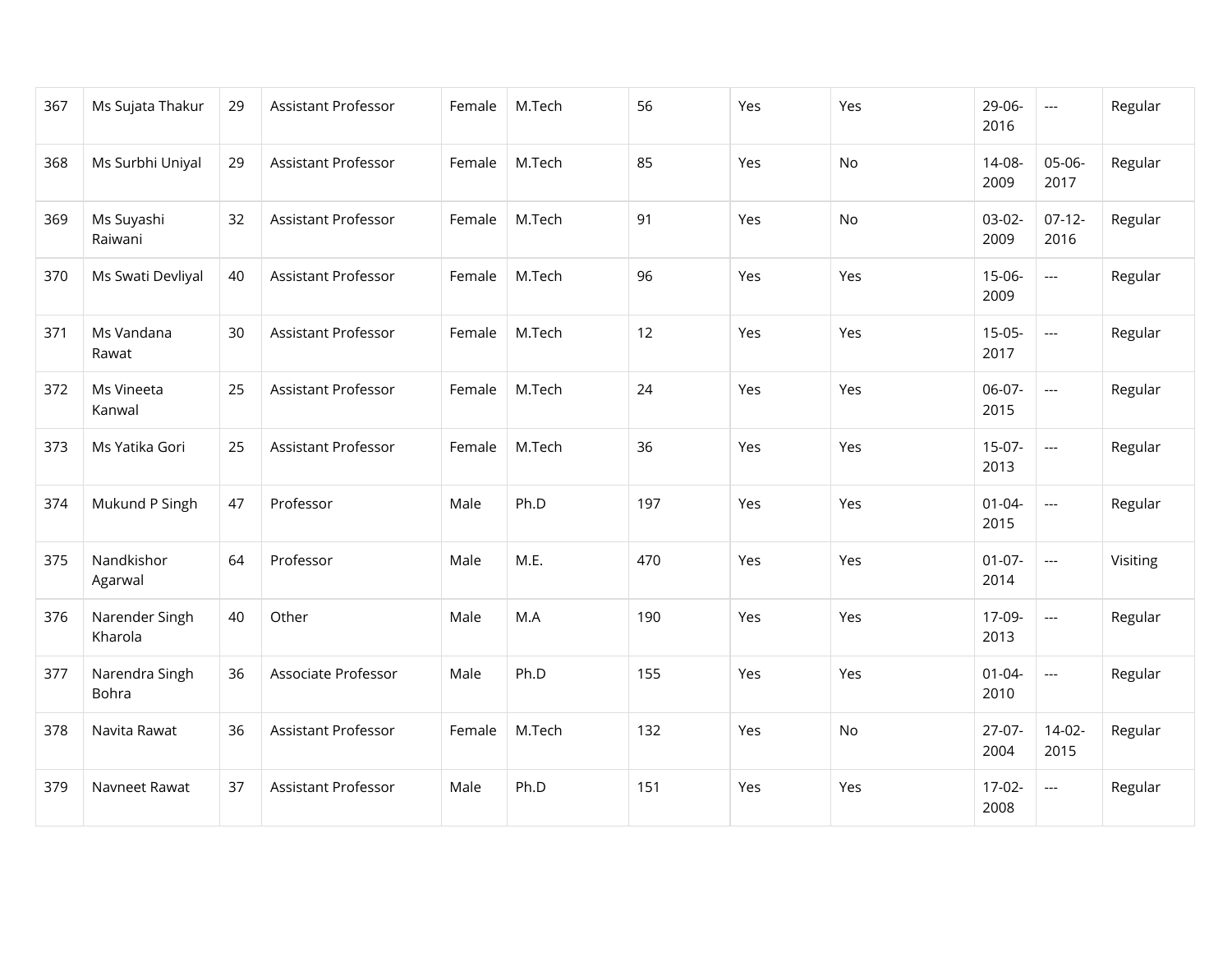| 367 | Ms Sujata Thakur | 29 | Assistant Professor | Female | M.Tech | 56 | Yes | Yes | 29-06-2016 | --- | Regular |
|---|---|---|---|---|---|---|---|---|---|---|---|
| 368 | Ms Surbhi Uniyal | 29 | Assistant Professor | Female | M.Tech | 85 | Yes | No | 14-08-2009 | 05-06-2017 | Regular |
| 369 | Ms Suyashi Raiwani | 32 | Assistant Professor | Female | M.Tech | 91 | Yes | No | 03-02-2009 | 07-12-2016 | Regular |
| 370 | Ms Swati Devliyal | 40 | Assistant Professor | Female | M.Tech | 96 | Yes | Yes | 15-06-2009 | --- | Regular |
| 371 | Ms Vandana Rawat | 30 | Assistant Professor | Female | M.Tech | 12 | Yes | Yes | 15-05-2017 | --- | Regular |
| 372 | Ms Vineeta Kanwal | 25 | Assistant Professor | Female | M.Tech | 24 | Yes | Yes | 06-07-2015 | --- | Regular |
| 373 | Ms Yatika Gori | 25 | Assistant Professor | Female | M.Tech | 36 | Yes | Yes | 15-07-2013 | --- | Regular |
| 374 | Mukund P Singh | 47 | Professor | Male | Ph.D | 197 | Yes | Yes | 01-04-2015 | --- | Regular |
| 375 | Nandkishor Agarwal | 64 | Professor | Male | M.E. | 470 | Yes | Yes | 01-07-2014 | --- | Visiting |
| 376 | Narender Singh Kharola | 40 | Other | Male | M.A | 190 | Yes | Yes | 17-09-2013 | --- | Regular |
| 377 | Narendra Singh Bohra | 36 | Associate Professor | Male | Ph.D | 155 | Yes | Yes | 01-04-2010 | --- | Regular |
| 378 | Navita Rawat | 36 | Assistant Professor | Female | M.Tech | 132 | Yes | No | 27-07-2004 | 14-02-2015 | Regular |
| 379 | Navneet Rawat | 37 | Assistant Professor | Male | Ph.D | 151 | Yes | Yes | 17-02-2008 | --- | Regular |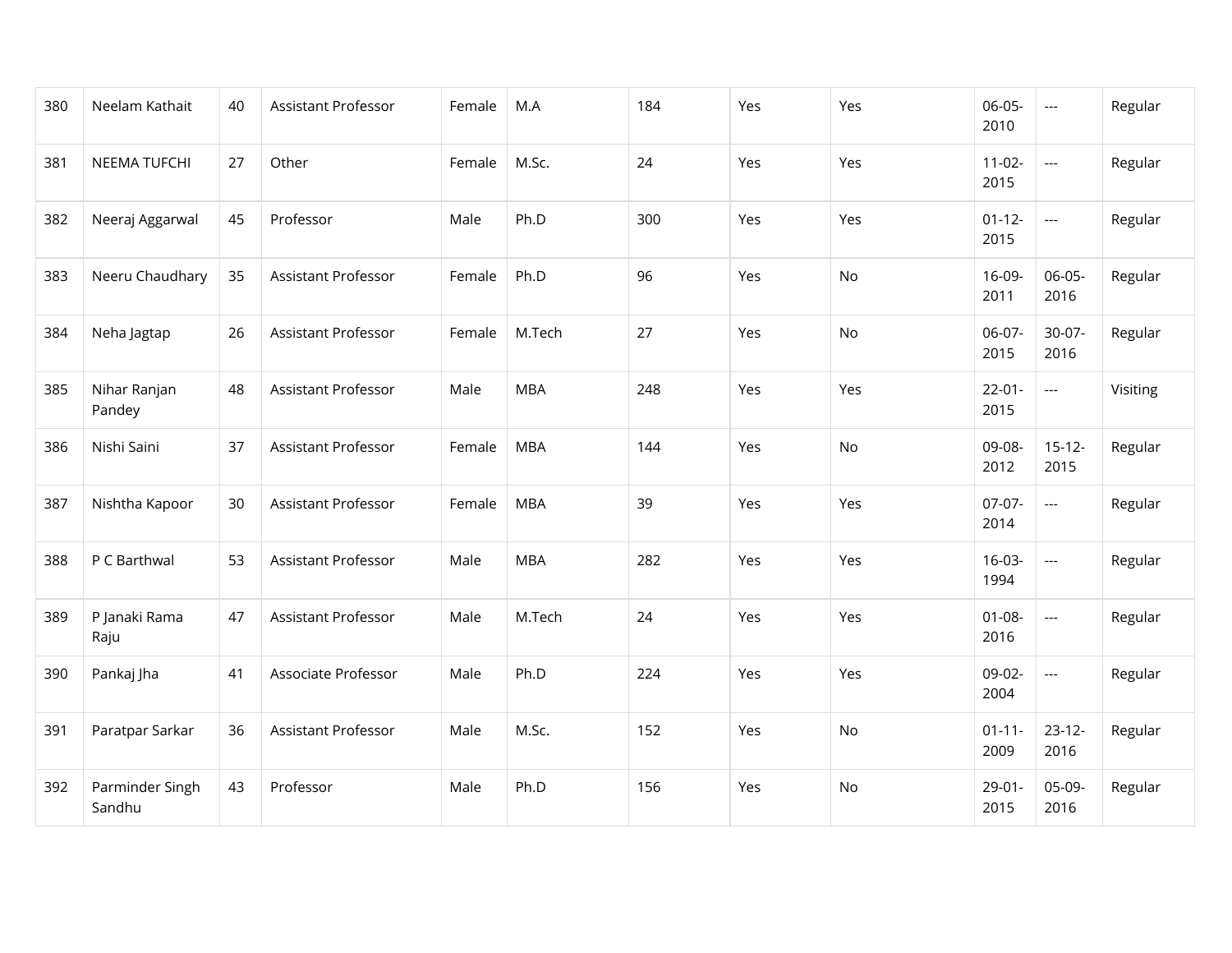| | | | | | | | | | | | |
|---|---|---|---|---|---|---|---|---|---|---|---|
| 380 | Neelam Kathait | 40 | Assistant Professor | Female | M.A | 184 | Yes | Yes | 06-05-2010 | --- | Regular |
| 381 | NEEMA TUFCHI | 27 | Other | Female | M.Sc. | 24 | Yes | Yes | 11-02-2015 | --- | Regular |
| 382 | Neeraj Aggarwal | 45 | Professor | Male | Ph.D | 300 | Yes | Yes | 01-12-2015 | --- | Regular |
| 383 | Neeru Chaudhary | 35 | Assistant Professor | Female | Ph.D | 96 | Yes | No | 16-09-2011 | 06-05-2016 | Regular |
| 384 | Neha Jagtap | 26 | Assistant Professor | Female | M.Tech | 27 | Yes | No | 06-07-2015 | 30-07-2016 | Regular |
| 385 | Nihar Ranjan Pandey | 48 | Assistant Professor | Male | MBA | 248 | Yes | Yes | 22-01-2015 | --- | Visiting |
| 386 | Nishi Saini | 37 | Assistant Professor | Female | MBA | 144 | Yes | No | 09-08-2012 | 15-12-2015 | Regular |
| 387 | Nishtha Kapoor | 30 | Assistant Professor | Female | MBA | 39 | Yes | Yes | 07-07-2014 | --- | Regular |
| 388 | P C Barthwal | 53 | Assistant Professor | Male | MBA | 282 | Yes | Yes | 16-03-1994 | --- | Regular |
| 389 | P Janaki Rama Raju | 47 | Assistant Professor | Male | M.Tech | 24 | Yes | Yes | 01-08-2016 | --- | Regular |
| 390 | Pankaj Jha | 41 | Associate Professor | Male | Ph.D | 224 | Yes | Yes | 09-02-2004 | --- | Regular |
| 391 | Paratpar Sarkar | 36 | Assistant Professor | Male | M.Sc. | 152 | Yes | No | 01-11-2009 | 23-12-2016 | Regular |
| 392 | Parminder Singh Sandhu | 43 | Professor | Male | Ph.D | 156 | Yes | No | 29-01-2015 | 05-09-2016 | Regular |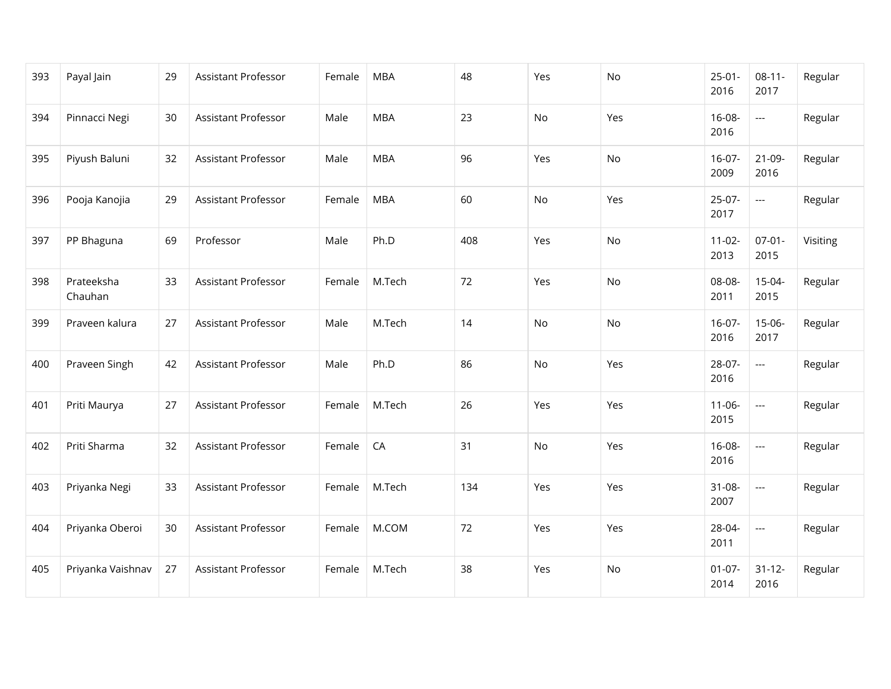| | | | | | | | | | | | |
|---|---|---|---|---|---|---|---|---|---|---|---|
| 393 | Payal Jain | 29 | Assistant Professor | Female | MBA | 48 | Yes | No | 25-01-2016 | 08-11-2017 | Regular |
| 394 | Pinnacci Negi | 30 | Assistant Professor | Male | MBA | 23 | No | Yes | 16-08-2016 | --- | Regular |
| 395 | Piyush Baluni | 32 | Assistant Professor | Male | MBA | 96 | Yes | No | 16-07-2009 | 21-09-2016 | Regular |
| 396 | Pooja Kanojia | 29 | Assistant Professor | Female | MBA | 60 | No | Yes | 25-07-2017 | --- | Regular |
| 397 | PP Bhaguna | 69 | Professor | Male | Ph.D | 408 | Yes | No | 11-02-2013 | 07-01-2015 | Visiting |
| 398 | Prateeksha Chauhan | 33 | Assistant Professor | Female | M.Tech | 72 | Yes | No | 08-08-2011 | 15-04-2015 | Regular |
| 399 | Praveen kalura | 27 | Assistant Professor | Male | M.Tech | 14 | No | No | 16-07-2016 | 15-06-2017 | Regular |
| 400 | Praveen Singh | 42 | Assistant Professor | Male | Ph.D | 86 | No | Yes | 28-07-2016 | --- | Regular |
| 401 | Priti Maurya | 27 | Assistant Professor | Female | M.Tech | 26 | Yes | Yes | 11-06-2015 | --- | Regular |
| 402 | Priti Sharma | 32 | Assistant Professor | Female | CA | 31 | No | Yes | 16-08-2016 | --- | Regular |
| 403 | Priyanka Negi | 33 | Assistant Professor | Female | M.Tech | 134 | Yes | Yes | 31-08-2007 | --- | Regular |
| 404 | Priyanka Oberoi | 30 | Assistant Professor | Female | M.COM | 72 | Yes | Yes | 28-04-2011 | --- | Regular |
| 405 | Priyanka Vaishnav | 27 | Assistant Professor | Female | M.Tech | 38 | Yes | No | 01-07-2014 | 31-12-2016 | Regular |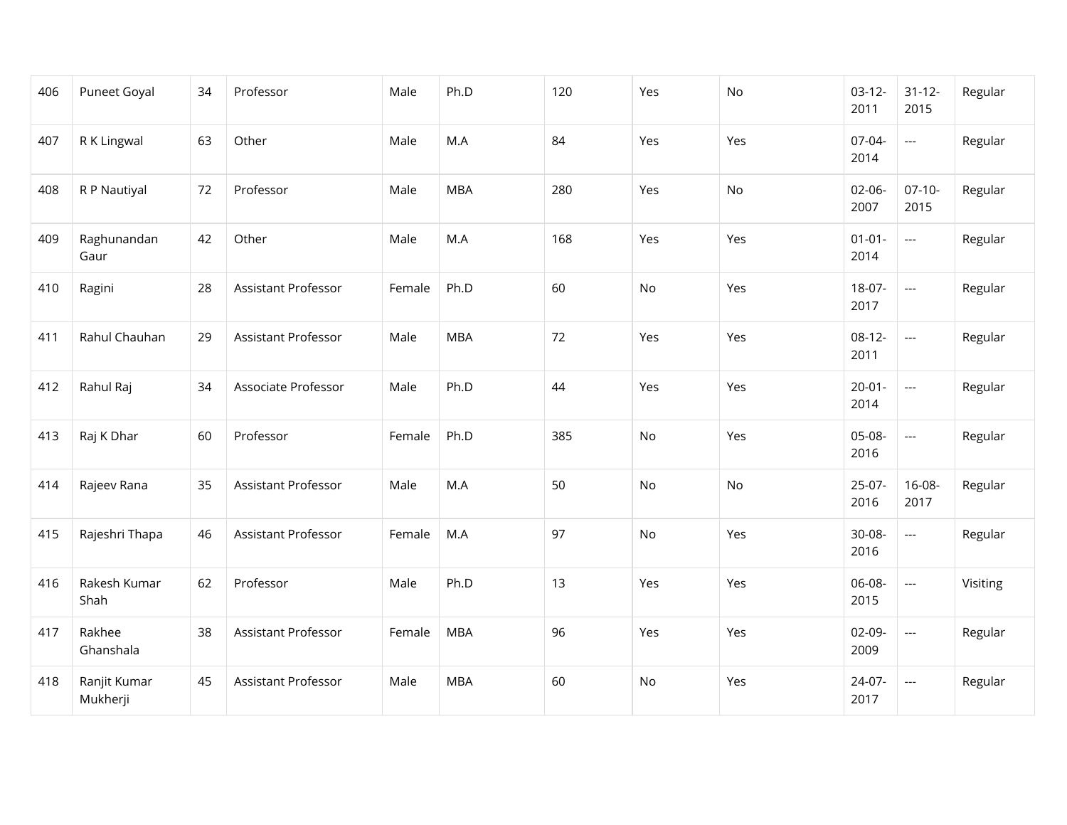| 406 | Puneet Goyal | 34 | Professor | Male | Ph.D | 120 | Yes | No | 03-12-2011 | 31-12-2015 | Regular |
|---|---|---|---|---|---|---|---|---|---|---|---|
| 407 | R K Lingwal | 63 | Other | Male | M.A | 84 | Yes | Yes | 07-04-2014 | --- | Regular |
| 408 | R P Nautiyal | 72 | Professor | Male | MBA | 280 | Yes | No | 02-06-2007 | 07-10-2015 | Regular |
| 409 | Raghunandan Gaur | 42 | Other | Male | M.A | 168 | Yes | Yes | 01-01-2014 | --- | Regular |
| 410 | Ragini | 28 | Assistant Professor | Female | Ph.D | 60 | No | Yes | 18-07-2017 | --- | Regular |
| 411 | Rahul Chauhan | 29 | Assistant Professor | Male | MBA | 72 | Yes | Yes | 08-12-2011 | --- | Regular |
| 412 | Rahul Raj | 34 | Associate Professor | Male | Ph.D | 44 | Yes | Yes | 20-01-2014 | --- | Regular |
| 413 | Raj K Dhar | 60 | Professor | Female | Ph.D | 385 | No | Yes | 05-08-2016 | --- | Regular |
| 414 | Rajeev Rana | 35 | Assistant Professor | Male | M.A | 50 | No | No | 25-07-2016 | 16-08-2017 | Regular |
| 415 | Rajeshri Thapa | 46 | Assistant Professor | Female | M.A | 97 | No | Yes | 30-08-2016 | --- | Regular |
| 416 | Rakesh Kumar Shah | 62 | Professor | Male | Ph.D | 13 | Yes | Yes | 06-08-2015 | --- | Visiting |
| 417 | Rakhee Ghanshala | 38 | Assistant Professor | Female | MBA | 96 | Yes | Yes | 02-09-2009 | --- | Regular |
| 418 | Ranjit Kumar Mukherji | 45 | Assistant Professor | Male | MBA | 60 | No | Yes | 24-07-2017 | --- | Regular |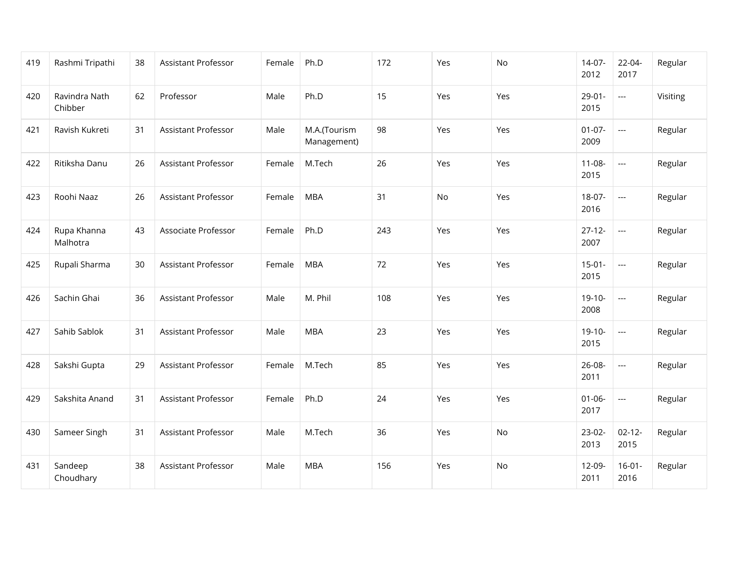| 419 | Rashmi Tripathi | 38 | Assistant Professor | Female | Ph.D | 172 | Yes | No | 14-07-2012 | 22-04-2017 | Regular |
|---|---|---|---|---|---|---|---|---|---|---|---|
| 420 | Ravindra Nath Chibber | 62 | Professor | Male | Ph.D | 15 | Yes | Yes | 29-01-2015 | --- | Visiting |
| 421 | Ravish Kukreti | 31 | Assistant Professor | Male | M.A.(Tourism Management) | 98 | Yes | Yes | 01-07-2009 | --- | Regular |
| 422 | Ritiksha Danu | 26 | Assistant Professor | Female | M.Tech | 26 | Yes | Yes | 11-08-2015 | --- | Regular |
| 423 | Roohi Naaz | 26 | Assistant Professor | Female | MBA | 31 | No | Yes | 18-07-2016 | --- | Regular |
| 424 | Rupa Khanna Malhotra | 43 | Associate Professor | Female | Ph.D | 243 | Yes | Yes | 27-12-2007 | --- | Regular |
| 425 | Rupali Sharma | 30 | Assistant Professor | Female | MBA | 72 | Yes | Yes | 15-01-2015 | --- | Regular |
| 426 | Sachin Ghai | 36 | Assistant Professor | Male | M. Phil | 108 | Yes | Yes | 19-10-2008 | --- | Regular |
| 427 | Sahib Sablok | 31 | Assistant Professor | Male | MBA | 23 | Yes | Yes | 19-10-2015 | --- | Regular |
| 428 | Sakshi Gupta | 29 | Assistant Professor | Female | M.Tech | 85 | Yes | Yes | 26-08-2011 | --- | Regular |
| 429 | Sakshita Anand | 31 | Assistant Professor | Female | Ph.D | 24 | Yes | Yes | 01-06-2017 | --- | Regular |
| 430 | Sameer Singh | 31 | Assistant Professor | Male | M.Tech | 36 | Yes | No | 23-02-2013 | 02-12-2015 | Regular |
| 431 | Sandeep Choudhary | 38 | Assistant Professor | Male | MBA | 156 | Yes | No | 12-09-2011 | 16-01-2016 | Regular |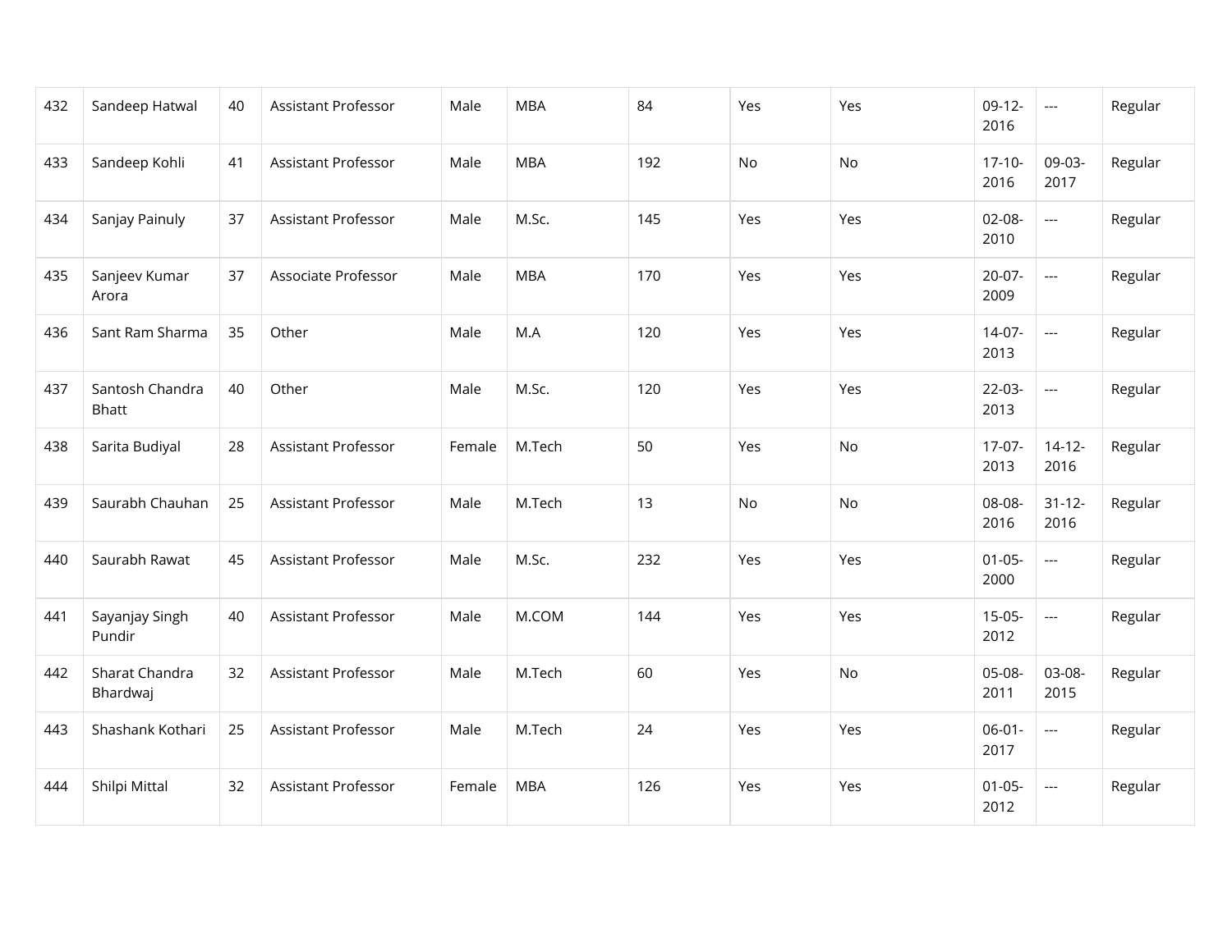| 432 | Sandeep Hatwal | 40 | Assistant Professor | Male | MBA | 84 | Yes | Yes | 09-12-2016 | --- | Regular |
|---|---|---|---|---|---|---|---|---|---|---|---|
| 433 | Sandeep Kohli | 41 | Assistant Professor | Male | MBA | 192 | No | No | 17-10-2016 | 09-03-2017 | Regular |
| 434 | Sanjay Painuly | 37 | Assistant Professor | Male | M.Sc. | 145 | Yes | Yes | 02-08-2010 | --- | Regular |
| 435 | Sanjeev Kumar Arora | 37 | Associate Professor | Male | MBA | 170 | Yes | Yes | 20-07-2009 | --- | Regular |
| 436 | Sant Ram Sharma | 35 | Other | Male | M.A | 120 | Yes | Yes | 14-07-2013 | --- | Regular |
| 437 | Santosh Chandra Bhatt | 40 | Other | Male | M.Sc. | 120 | Yes | Yes | 22-03-2013 | --- | Regular |
| 438 | Sarita Budiyal | 28 | Assistant Professor | Female | M.Tech | 50 | Yes | No | 17-07-2013 | 14-12-2016 | Regular |
| 439 | Saurabh Chauhan | 25 | Assistant Professor | Male | M.Tech | 13 | No | No | 08-08-2016 | 31-12-2016 | Regular |
| 440 | Saurabh Rawat | 45 | Assistant Professor | Male | M.Sc. | 232 | Yes | Yes | 01-05-2000 | --- | Regular |
| 441 | Sayanjay Singh Pundir | 40 | Assistant Professor | Male | M.COM | 144 | Yes | Yes | 15-05-2012 | --- | Regular |
| 442 | Sharat Chandra Bhardwaj | 32 | Assistant Professor | Male | M.Tech | 60 | Yes | No | 05-08-2011 | 03-08-2015 | Regular |
| 443 | Shashank Kothari | 25 | Assistant Professor | Male | M.Tech | 24 | Yes | Yes | 06-01-2017 | --- | Regular |
| 444 | Shilpi Mittal | 32 | Assistant Professor | Female | MBA | 126 | Yes | Yes | 01-05-2012 | --- | Regular |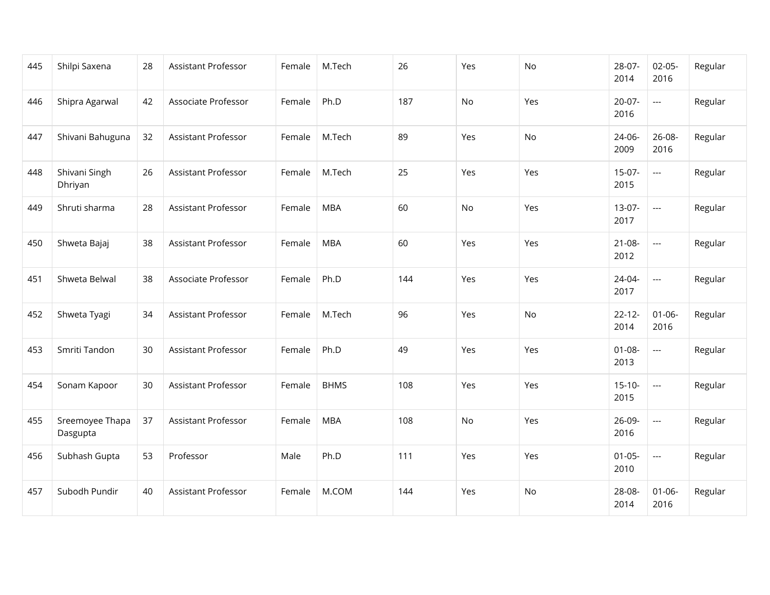| 445 | Shilpi Saxena | 28 | Assistant Professor | Female | M.Tech | 26 | Yes | No | 28-07-2014 | 02-05-2016 | Regular |
|---|---|---|---|---|---|---|---|---|---|---|---|
| 446 | Shipra Agarwal | 42 | Associate Professor | Female | Ph.D | 187 | No | Yes | 20-07-2016 | --- | Regular |
| 447 | Shivani Bahuguna | 32 | Assistant Professor | Female | M.Tech | 89 | Yes | No | 24-06-2009 | 26-08-2016 | Regular |
| 448 | Shivani Singh Dhriyan | 26 | Assistant Professor | Female | M.Tech | 25 | Yes | Yes | 15-07-2015 | --- | Regular |
| 449 | Shruti sharma | 28 | Assistant Professor | Female | MBA | 60 | No | Yes | 13-07-2017 | --- | Regular |
| 450 | Shweta Bajaj | 38 | Assistant Professor | Female | MBA | 60 | Yes | Yes | 21-08-2012 | --- | Regular |
| 451 | Shweta Belwal | 38 | Associate Professor | Female | Ph.D | 144 | Yes | Yes | 24-04-2017 | --- | Regular |
| 452 | Shweta Tyagi | 34 | Assistant Professor | Female | M.Tech | 96 | Yes | No | 22-12-2014 | 01-06-2016 | Regular |
| 453 | Smriti Tandon | 30 | Assistant Professor | Female | Ph.D | 49 | Yes | Yes | 01-08-2013 | --- | Regular |
| 454 | Sonam Kapoor | 30 | Assistant Professor | Female | BHMS | 108 | Yes | Yes | 15-10-2015 | --- | Regular |
| 455 | Sreemoyee Thapa Dasgupta | 37 | Assistant Professor | Female | MBA | 108 | No | Yes | 26-09-2016 | --- | Regular |
| 456 | Subhash Gupta | 53 | Professor | Male | Ph.D | 111 | Yes | Yes | 01-05-2010 | --- | Regular |
| 457 | Subodh Pundir | 40 | Assistant Professor | Female | M.COM | 144 | Yes | No | 28-08-2014 | 01-06-2016 | Regular |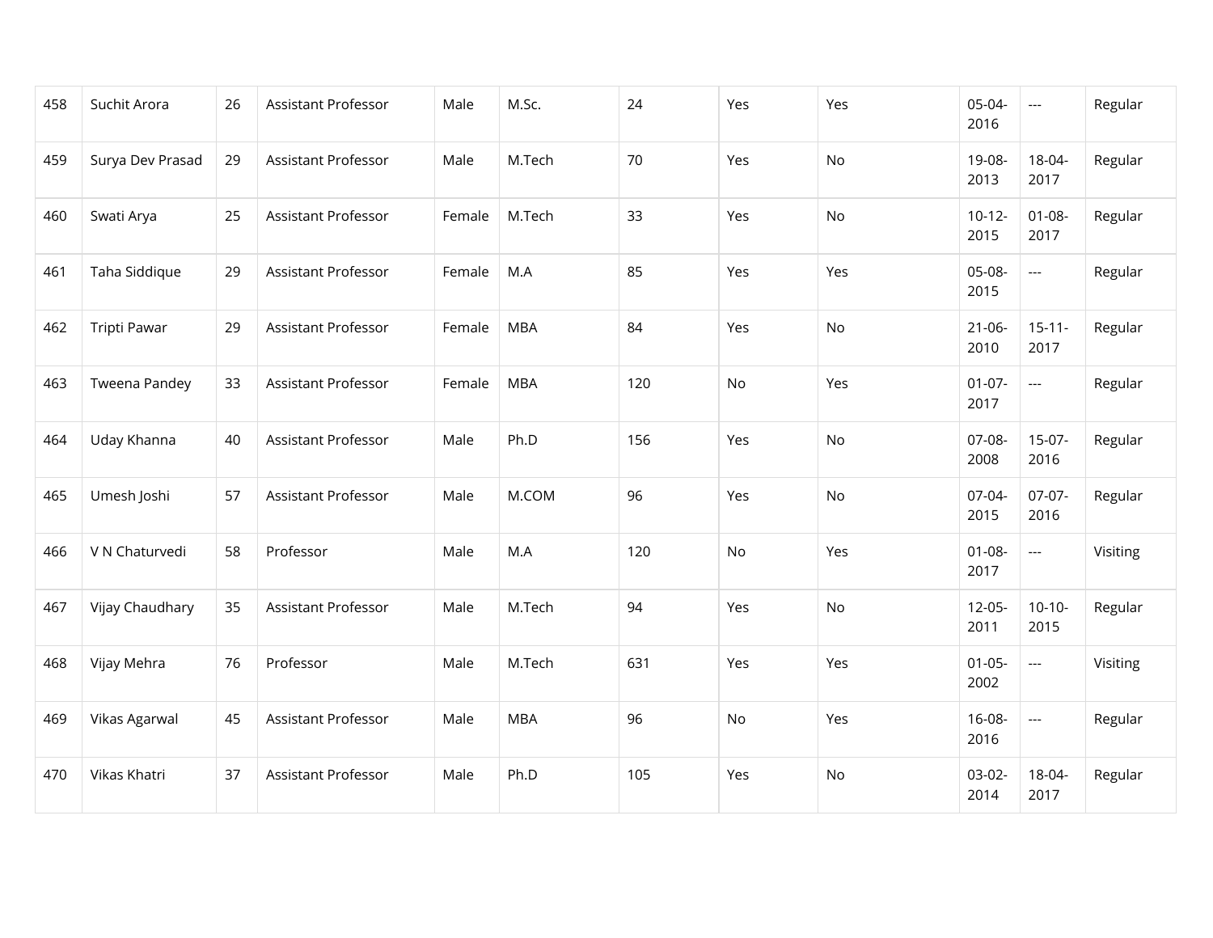| 458 | Suchit Arora | 26 | Assistant Professor | Male | M.Sc. | 24 | Yes | Yes | 05-04-2016 | --- | Regular |
|---|---|---|---|---|---|---|---|---|---|---|---|
| 459 | Surya Dev Prasad | 29 | Assistant Professor | Male | M.Tech | 70 | Yes | No | 19-08-2013 | 18-04-2017 | Regular |
| 460 | Swati Arya | 25 | Assistant Professor | Female | M.Tech | 33 | Yes | No | 10-12-2015 | 01-08-2017 | Regular |
| 461 | Taha Siddique | 29 | Assistant Professor | Female | M.A | 85 | Yes | Yes | 05-08-2015 | --- | Regular |
| 462 | Tripti Pawar | 29 | Assistant Professor | Female | MBA | 84 | Yes | No | 21-06-2010 | 15-11-2017 | Regular |
| 463 | Tweena Pandey | 33 | Assistant Professor | Female | MBA | 120 | No | Yes | 01-07-2017 | --- | Regular |
| 464 | Uday Khanna | 40 | Assistant Professor | Male | Ph.D | 156 | Yes | No | 07-08-2008 | 15-07-2016 | Regular |
| 465 | Umesh Joshi | 57 | Assistant Professor | Male | M.COM | 96 | Yes | No | 07-04-2015 | 07-07-2016 | Regular |
| 466 | V N Chaturvedi | 58 | Professor | Male | M.A | 120 | No | Yes | 01-08-2017 | --- | Visiting |
| 467 | Vijay Chaudhary | 35 | Assistant Professor | Male | M.Tech | 94 | Yes | No | 12-05-2011 | 10-10-2015 | Regular |
| 468 | Vijay Mehra | 76 | Professor | Male | M.Tech | 631 | Yes | Yes | 01-05-2002 | --- | Visiting |
| 469 | Vikas Agarwal | 45 | Assistant Professor | Male | MBA | 96 | No | Yes | 16-08-2016 | --- | Regular |
| 470 | Vikas Khatri | 37 | Assistant Professor | Male | Ph.D | 105 | Yes | No | 03-02-2014 | 18-04-2017 | Regular |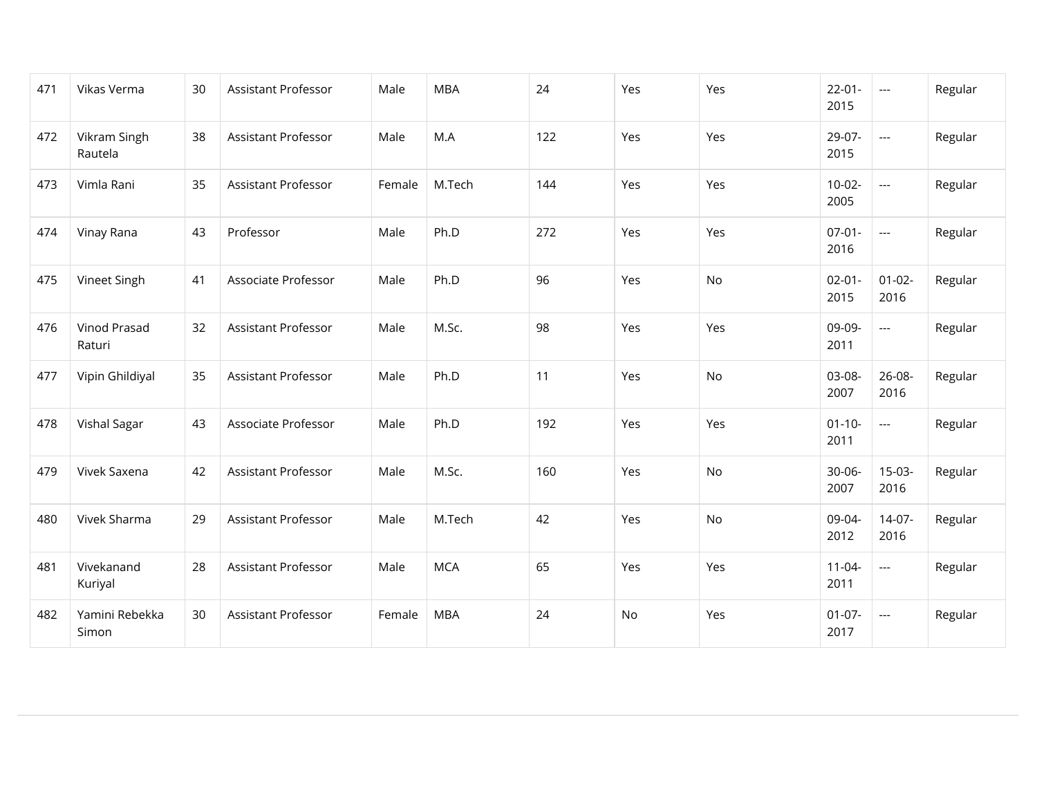| | | | | | | | | | | | |
|---|---|---|---|---|---|---|---|---|---|---|---|
| 471 | Vikas Verma | 30 | Assistant Professor | Male | MBA | 24 | Yes | Yes | 22-01-2015 | --- | Regular |
| 472 | Vikram Singh Rautela | 38 | Assistant Professor | Male | M.A | 122 | Yes | Yes | 29-07-2015 | --- | Regular |
| 473 | Vimla Rani | 35 | Assistant Professor | Female | M.Tech | 144 | Yes | Yes | 10-02-2005 | --- | Regular |
| 474 | Vinay Rana | 43 | Professor | Male | Ph.D | 272 | Yes | Yes | 07-01-2016 | --- | Regular |
| 475 | Vineet Singh | 41 | Associate Professor | Male | Ph.D | 96 | Yes | No | 02-01-2015 | 01-02-2016 | Regular |
| 476 | Vinod Prasad Raturi | 32 | Assistant Professor | Male | M.Sc. | 98 | Yes | Yes | 09-09-2011 | --- | Regular |
| 477 | Vipin Ghildiyal | 35 | Assistant Professor | Male | Ph.D | 11 | Yes | No | 03-08-2007 | 26-08-2016 | Regular |
| 478 | Vishal Sagar | 43 | Associate Professor | Male | Ph.D | 192 | Yes | Yes | 01-10-2011 | --- | Regular |
| 479 | Vivek Saxena | 42 | Assistant Professor | Male | M.Sc. | 160 | Yes | No | 30-06-2007 | 15-03-2016 | Regular |
| 480 | Vivek Sharma | 29 | Assistant Professor | Male | M.Tech | 42 | Yes | No | 09-04-2012 | 14-07-2016 | Regular |
| 481 | Vivekanand Kuriyal | 28 | Assistant Professor | Male | MCA | 65 | Yes | Yes | 11-04-2011 | --- | Regular |
| 482 | Yamini Rebekka Simon | 30 | Assistant Professor | Female | MBA | 24 | No | Yes | 01-07-2017 | --- | Regular |